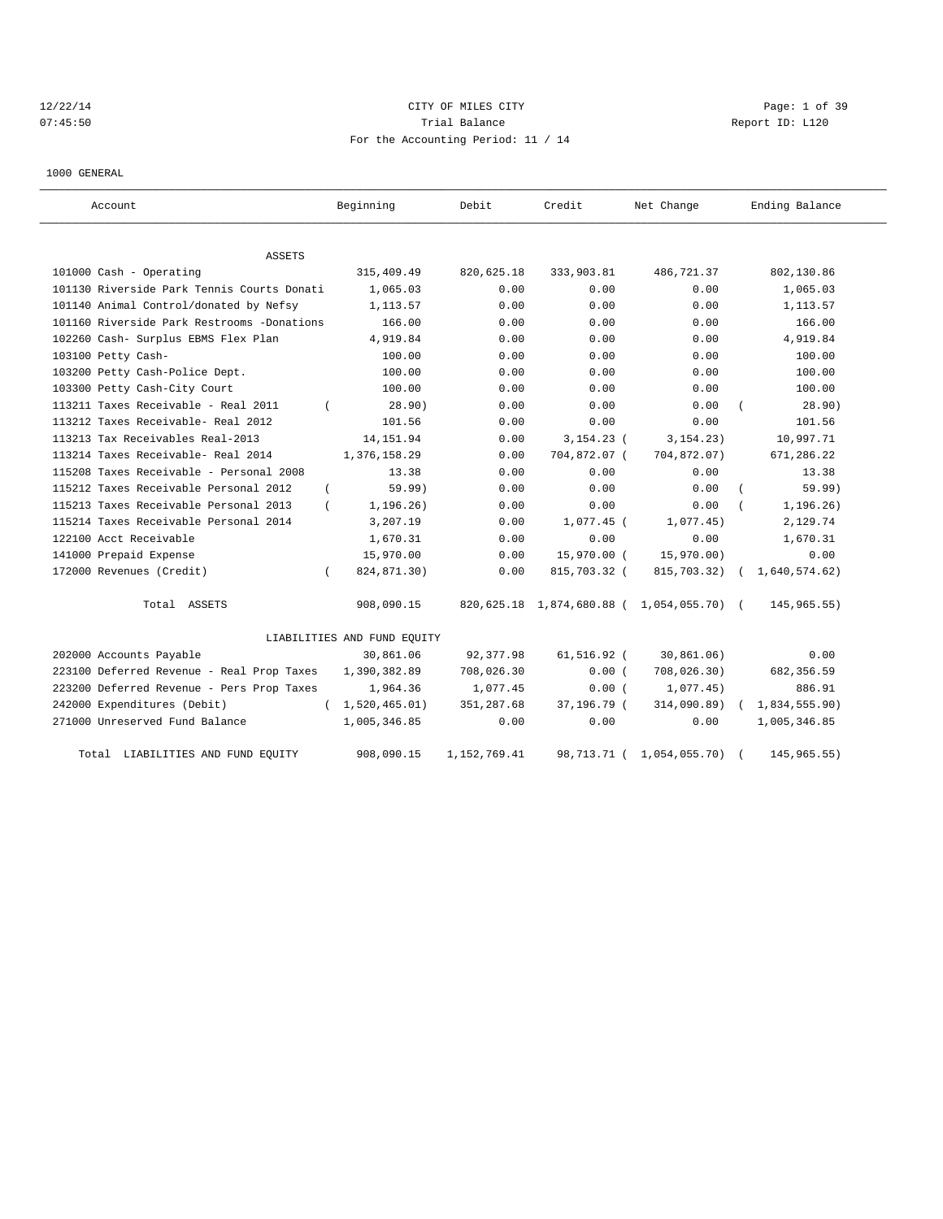CITY OF MILES CITY
Trial Balance
For the Accounting Period: 11 / 14

12/22/14
07:45:50
Report ID: L120

1000 GENERAL

| Account | Beginning | Debit | Credit | Net Change | Ending Balance |
|---|---|---|---|---|---|
| **ASSETS** | | | | | |
| 101000 Cash - Operating | 315,409.49 | 820,625.18 | 333,903.81 | 486,721.37 | 802,130.86 |
| 101130 Riverside Park Tennis Courts Donati | 1,065.03 | 0.00 | 0.00 | 0.00 | 1,065.03 |
| 101140 Animal Control/donated by Nefsy | 1,113.57 | 0.00 | 0.00 | 0.00 | 1,113.57 |
| 101160 Riverside Park Restrooms -Donations | 166.00 | 0.00 | 0.00 | 0.00 | 166.00 |
| 102260 Cash- Surplus EBMS Flex Plan | 4,919.84 | 0.00 | 0.00 | 0.00 | 4,919.84 |
| 103100 Petty Cash- | 100.00 | 0.00 | 0.00 | 0.00 | 100.00 |
| 103200 Petty Cash-Police Dept. | 100.00 | 0.00 | 0.00 | 0.00 | 100.00 |
| 103300 Petty Cash-City Court | 100.00 | 0.00 | 0.00 | 0.00 | 100.00 |
| 113211 Taxes Receivable - Real 2011 | ( 28.90) | 0.00 | 0.00 | 0.00 | ( 28.90) |
| 113212 Taxes Receivable- Real 2012 | 101.56 | 0.00 | 0.00 | 0.00 | 101.56 |
| 113213 Tax Receivables Real-2013 | 14,151.94 | 0.00 | 3,154.23 | ( 3,154.23) | 10,997.71 |
| 113214 Taxes Receivable- Real 2014 | 1,376,158.29 | 0.00 | 704,872.07 | ( 704,872.07) | 671,286.22 |
| 115208 Taxes Receivable - Personal 2008 | 13.38 | 0.00 | 0.00 | 0.00 | 13.38 |
| 115212 Taxes Receivable Personal 2012 | ( 59.99) | 0.00 | 0.00 | 0.00 | ( 59.99) |
| 115213 Taxes Receivable Personal 2013 | ( 1,196.26) | 0.00 | 0.00 | 0.00 | ( 1,196.26) |
| 115214 Taxes Receivable Personal 2014 | 3,207.19 | 0.00 | 1,077.45 | ( 1,077.45) | 2,129.74 |
| 122100 Acct Receivable | 1,670.31 | 0.00 | 0.00 | 0.00 | 1,670.31 |
| 141000 Prepaid Expense | 15,970.00 | 0.00 | 15,970.00 | ( 15,970.00) | 0.00 |
| 172000 Revenues (Credit) | ( 824,871.30) | 0.00 | 815,703.32 | ( 815,703.32) | ( 1,640,574.62) |
| Total ASSETS | 908,090.15 | 820,625.18 | 1,874,680.88 | ( 1,054,055.70) | ( 145,965.55) |
| **LIABILITIES AND FUND EQUITY** | | | | | |
| 202000 Accounts Payable | 30,861.06 | 92,377.98 | 61,516.92 | ( 30,861.06) | 0.00 |
| 223100 Deferred Revenue - Real Prop Taxes | 1,390,382.89 | 708,026.30 | 0.00 | ( 708,026.30) | 682,356.59 |
| 223200 Deferred Revenue - Pers Prop Taxes | 1,964.36 | 1,077.45 | 0.00 | ( 1,077.45) | 886.91 |
| 242000 Expenditures (Debit) | ( 1,520,465.01) | 351,287.68 | 37,196.79 | ( 314,090.89) | ( 1,834,555.90) |
| 271000 Unreserved Fund Balance | 1,005,346.85 | 0.00 | 0.00 | 0.00 | 1,005,346.85 |
| Total LIABILITIES AND FUND EQUITY | 908,090.15 | 1,152,769.41 | 98,713.71 | ( 1,054,055.70) | ( 145,965.55) |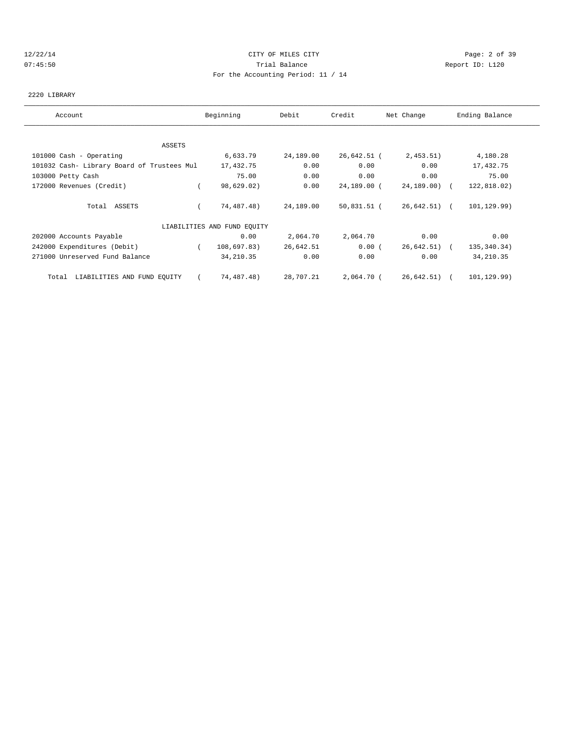# CITY OF MILES CITY

Trial Balance

For the Accounting Period: 11 / 14

2220 LIBRARY

| Account | Beginning | Debit | Credit | Net Change | Ending Balance |
|---|---|---|---|---|---|
| ASSETS | | | | | |
| 101000 Cash - Operating | 6,633.79 | 24,189.00 | 26,642.51 | (2,453.51) | 4,180.28 |
| 101032 Cash- Library Board of Trustees Mul | 17,432.75 | 0.00 | 0.00 | 0.00 | 17,432.75 |
| 103000 Petty Cash | 75.00 | 0.00 | 0.00 | 0.00 | 75.00 |
| 172000 Revenues (Credit) | (98,629.02) | 0.00 | 24,189.00 | (24,189.00) | (122,818.02) |
| Total ASSETS | (74,487.48) | 24,189.00 | 50,831.51 | (26,642.51) | (101,129.99) |
| LIABILITIES AND FUND EQUITY | | | | | |
| 202000 Accounts Payable | 0.00 | 2,064.70 | 2,064.70 | 0.00 | 0.00 |
| 242000 Expenditures (Debit) | (108,697.83) | 26,642.51 | 0.00 | (26,642.51) | (135,340.34) |
| 271000 Unreserved Fund Balance | 34,210.35 | 0.00 | 0.00 | 0.00 | 34,210.35 |
| Total LIABILITIES AND FUND EQUITY | (74,487.48) | 28,707.21 | 2,064.70 | (26,642.51) | (101,129.99) |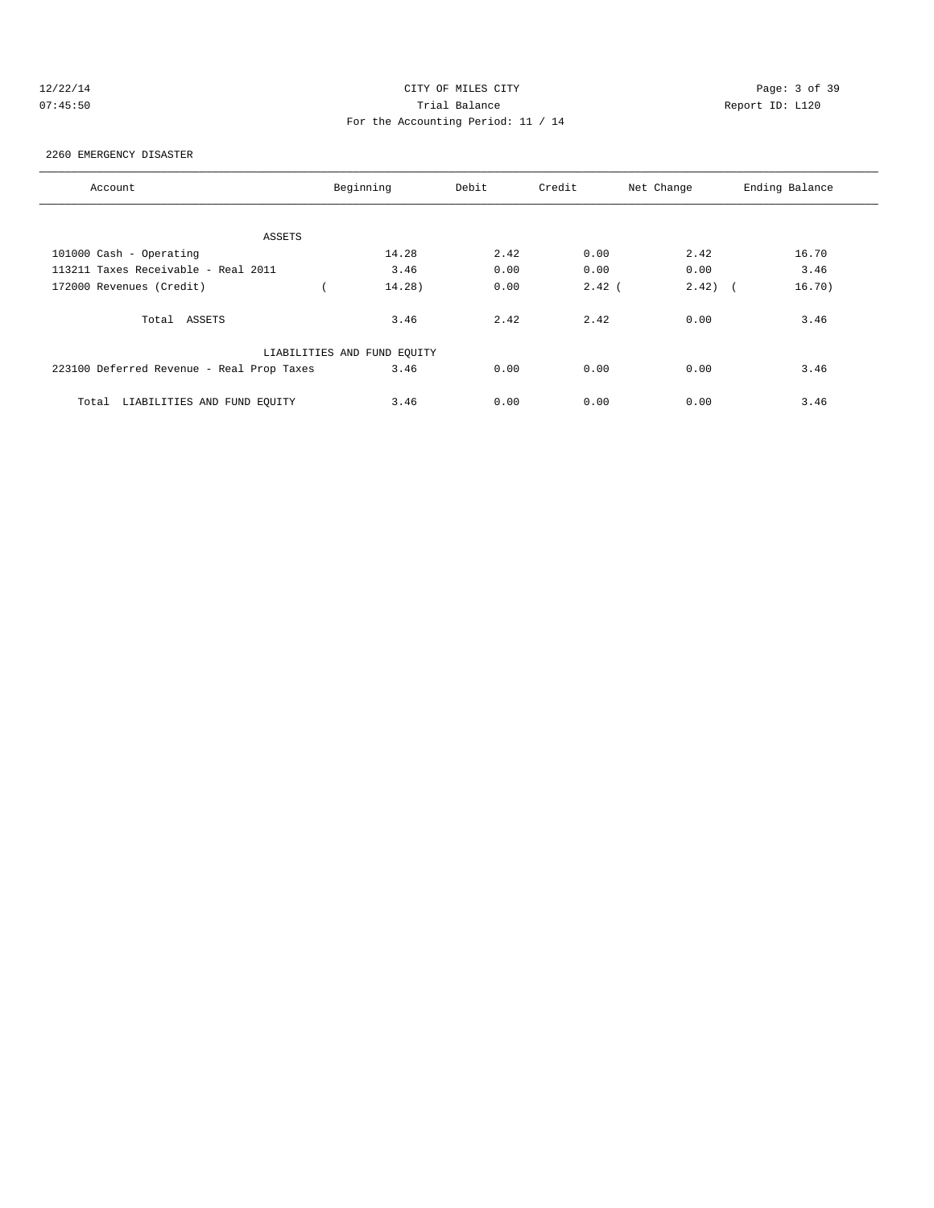# CITY OF MILES CITY

## Trial Balance

For the Accounting Period: 11 / 14

12/22/14 07:45:50 — Report ID: L120

2260 EMERGENCY DISASTER

| Account | Beginning | Debit | Credit | Net Change | Ending Balance |
|---|---|---|---|---|---|
| **ASSETS** | | | | | |
| 101000 Cash - Operating | 14.28 | 2.42 | 0.00 | 2.42 | 16.70 |
| 113211 Taxes Receivable - Real 2011 | 3.46 | 0.00 | 0.00 | 0.00 | 3.46 |
| 172000 Revenues (Credit) | ( 14.28) | 0.00 | 2.42 | ( 2.42) | ( 16.70) |
| Total ASSETS | 3.46 | 2.42 | 2.42 | 0.00 | 3.46 |
| **LIABILITIES AND FUND EQUITY** | | | | | |
| 223100 Deferred Revenue - Real Prop Taxes | 3.46 | 0.00 | 0.00 | 0.00 | 3.46 |
| Total LIABILITIES AND FUND EQUITY | 3.46 | 0.00 | 0.00 | 0.00 | 3.46 |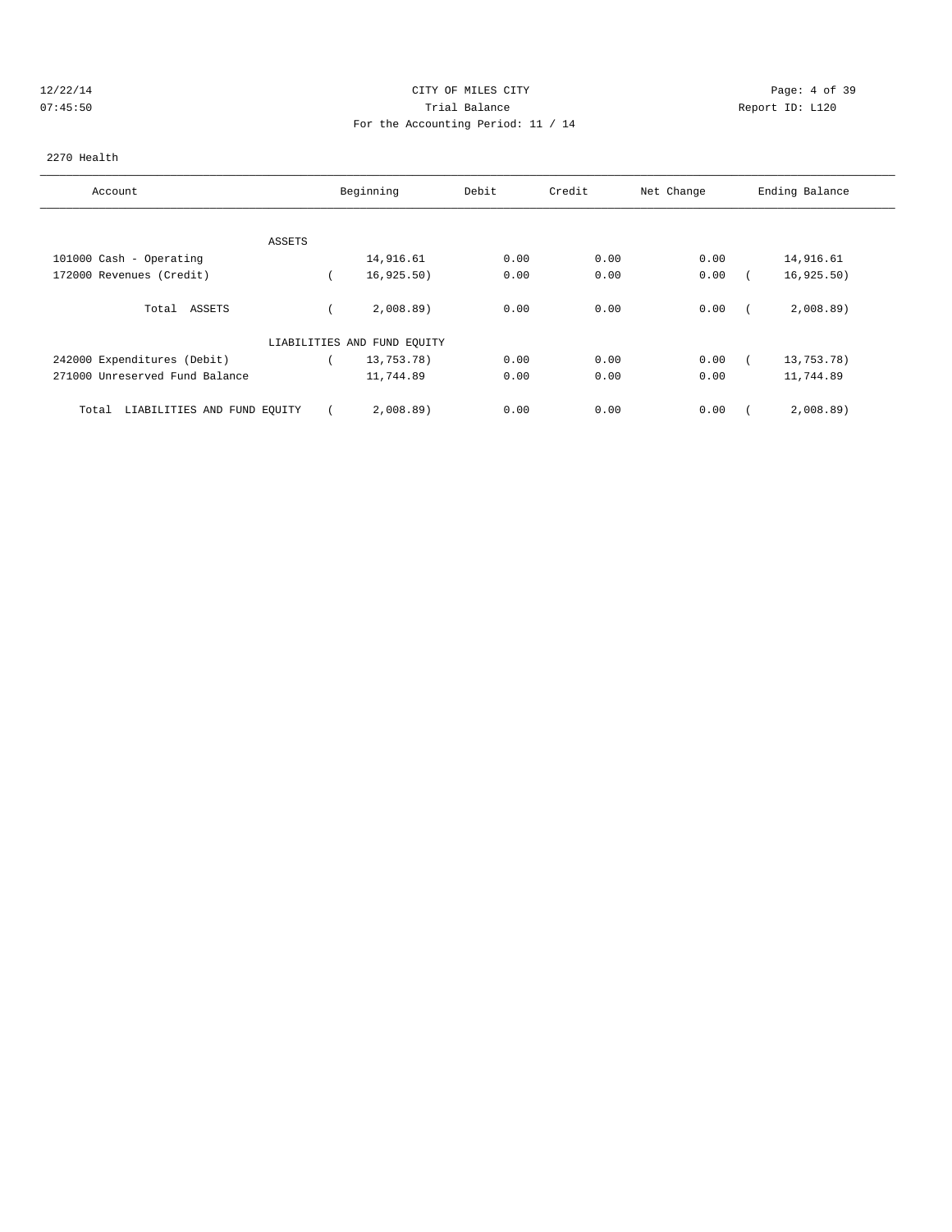CITY OF MILES CITY
Trial Balance
For the Accounting Period: 11 / 14

12/22/14
07:45:50

Report ID: L120

2270 Health

| Account | Beginning | Debit | Credit | Net Change | Ending Balance |
|---|---|---|---|---|---|
| ASSETS | | | | | |
| 101000 Cash - Operating | 14,916.61 | 0.00 | 0.00 | 0.00 | 14,916.61 |
| 172000 Revenues (Credit) | ( 16,925.50) | 0.00 | 0.00 | 0.00 | ( 16,925.50) |
| Total ASSETS | ( 2,008.89) | 0.00 | 0.00 | 0.00 | ( 2,008.89) |
| LIABILITIES AND FUND EQUITY | | | | | |
| 242000 Expenditures (Debit) | ( 13,753.78) | 0.00 | 0.00 | 0.00 | ( 13,753.78) |
| 271000 Unreserved Fund Balance | 11,744.89 | 0.00 | 0.00 | 0.00 | 11,744.89 |
| Total LIABILITIES AND FUND EQUITY | ( 2,008.89) | 0.00 | 0.00 | 0.00 | ( 2,008.89) |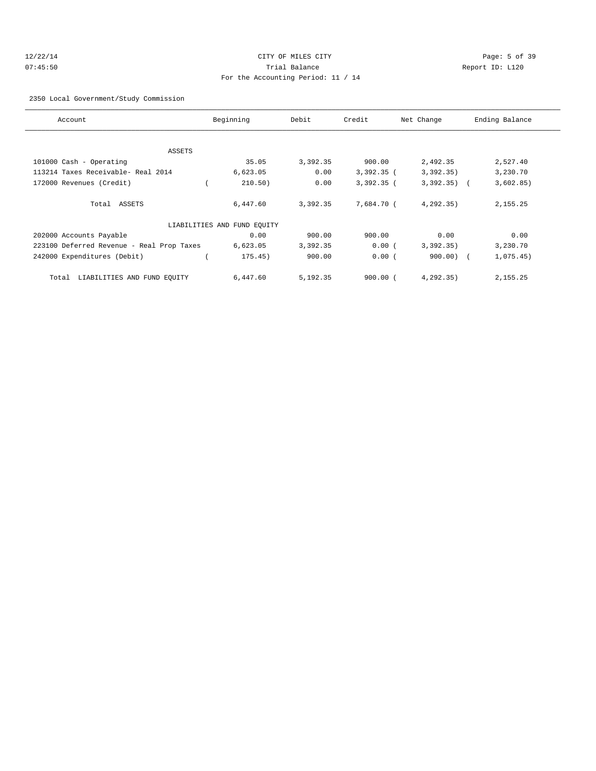12/22/14 CITY OF MILES CITY
07:45:50 Trial Balance Report ID: L120
For the Accounting Period: 11 / 14

2350 Local Government/Study Commission

| Account | Beginning | Debit | Credit | Net Change | Ending Balance |
|---|---|---|---|---|---|
| ASSETS | | | | | |
| 101000 Cash - Operating | 35.05 | 3,392.35 | 900.00 | 2,492.35 | 2,527.40 |
| 113214 Taxes Receivable- Real 2014 | 6,623.05 | 0.00 | 3,392.35 | ( 3,392.35) | 3,230.70 |
| 172000 Revenues (Credit) | ( 210.50) | 0.00 | 3,392.35 | ( 3,392.35) | ( 3,602.85) |
| Total ASSETS | 6,447.60 | 3,392.35 | 7,684.70 | ( 4,292.35) | 2,155.25 |
| LIABILITIES AND FUND EQUITY | | | | | |
| 202000 Accounts Payable | 0.00 | 900.00 | 900.00 | 0.00 | 0.00 |
| 223100 Deferred Revenue - Real Prop Taxes | 6,623.05 | 3,392.35 | 0.00 | ( 3,392.35) | 3,230.70 |
| 242000 Expenditures (Debit) | ( 175.45) | 900.00 | 0.00 | ( 900.00) | ( 1,075.45) |
| Total LIABILITIES AND FUND EQUITY | 6,447.60 | 5,192.35 | 900.00 | ( 4,292.35) | 2,155.25 |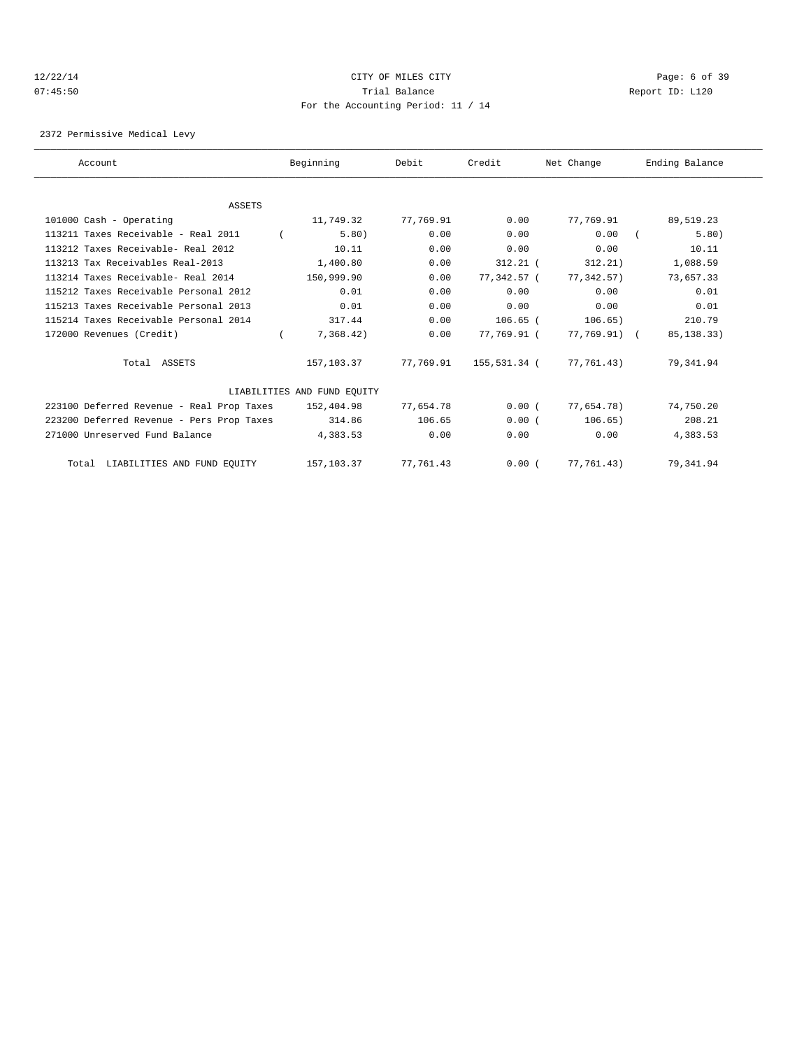CITY OF MILES CITY

Trial Balance

For the Accounting Period: 11 / 14

12/22/14 07:45:50

Report ID: L120

2372 Permissive Medical Levy

| Account | Beginning | Debit | Credit | Net Change | Ending Balance |
|---|---|---|---|---|---|
| ASSETS | | | | | |
| 101000 Cash - Operating | 11,749.32 | 77,769.91 | 0.00 | 77,769.91 | 89,519.23 |
| 113211 Taxes Receivable - Real 2011 | (5.80) | 0.00 | 0.00 | 0.00 | (5.80) |
| 113212 Taxes Receivable- Real 2012 | 10.11 | 0.00 | 0.00 | 0.00 | 10.11 |
| 113213 Tax Receivables Real-2013 | 1,400.80 | 0.00 | 312.21 | (312.21) | 1,088.59 |
| 113214 Taxes Receivable- Real 2014 | 150,999.90 | 0.00 | 77,342.57 | (77,342.57) | 73,657.33 |
| 115212 Taxes Receivable Personal 2012 | 0.01 | 0.00 | 0.00 | 0.00 | 0.01 |
| 115213 Taxes Receivable Personal 2013 | 0.01 | 0.00 | 0.00 | 0.00 | 0.01 |
| 115214 Taxes Receivable Personal 2014 | 317.44 | 0.00 | 106.65 | (106.65) | 210.79 |
| 172000 Revenues (Credit) | (7,368.42) | 0.00 | 77,769.91 | (77,769.91) | (85,138.33) |
| Total ASSETS | 157,103.37 | 77,769.91 | 155,531.34 | (77,761.43) | 79,341.94 |
| LIABILITIES AND FUND EQUITY | | | | | |
| 223100 Deferred Revenue - Real Prop Taxes | 152,404.98 | 77,654.78 | 0.00 | (77,654.78) | 74,750.20 |
| 223200 Deferred Revenue - Pers Prop Taxes | 314.86 | 106.65 | 0.00 | (106.65) | 208.21 |
| 271000 Unreserved Fund Balance | 4,383.53 | 0.00 | 0.00 | 0.00 | 4,383.53 |
| Total LIABILITIES AND FUND EQUITY | 157,103.37 | 77,761.43 | 0.00 | (77,761.43) | 79,341.94 |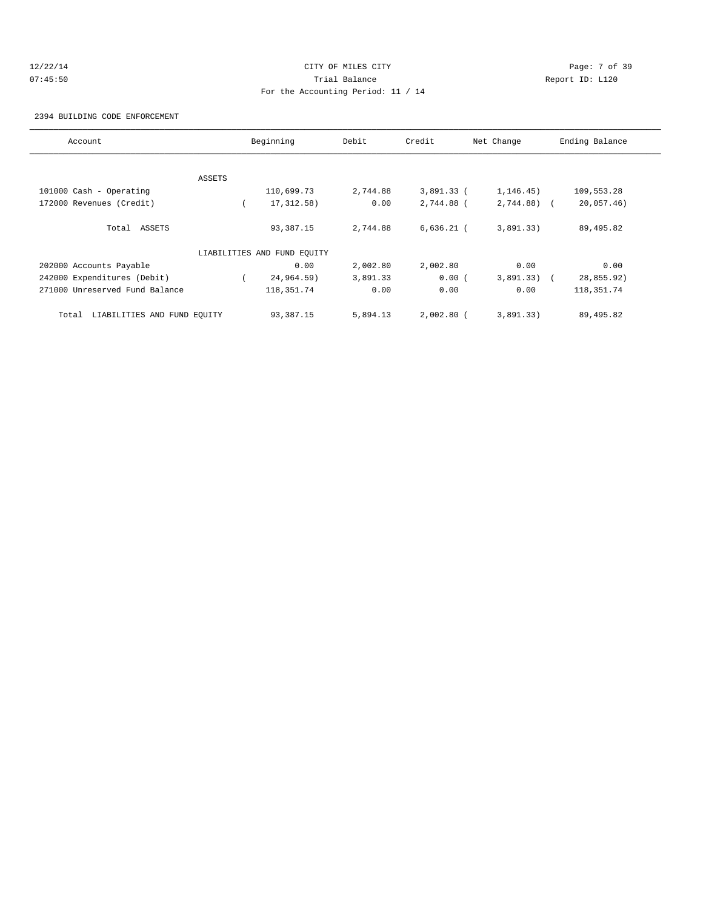CITY OF MILES CITY

Trial Balance

For the Accounting Period: 11 / 14

2394 BUILDING CODE ENFORCEMENT

| Account | Beginning | Debit | Credit | Net Change | Ending Balance |
|---|---|---|---|---|---|
| ASSETS | | | | | |
| 101000 Cash - Operating | 110,699.73 | 2,744.88 | 3,891.33 | ( 1,146.45) | 109,553.28 |
| 172000 Revenues (Credit) | ( 17,312.58) | 0.00 | 2,744.88 | ( 2,744.88) | ( 20,057.46) |
| Total ASSETS | 93,387.15 | 2,744.88 | 6,636.21 | ( 3,891.33) | 89,495.82 |
| LIABILITIES AND FUND EQUITY | | | | | |
| 202000 Accounts Payable | 0.00 | 2,002.80 | 2,002.80 | 0.00 | 0.00 |
| 242000 Expenditures (Debit) | ( 24,964.59) | 3,891.33 | 0.00 | ( 3,891.33) | ( 28,855.92) |
| 271000 Unreserved Fund Balance | 118,351.74 | 0.00 | 0.00 | 0.00 | 118,351.74 |
| Total LIABILITIES AND FUND EQUITY | 93,387.15 | 5,894.13 | 2,002.80 | ( 3,891.33) | 89,495.82 |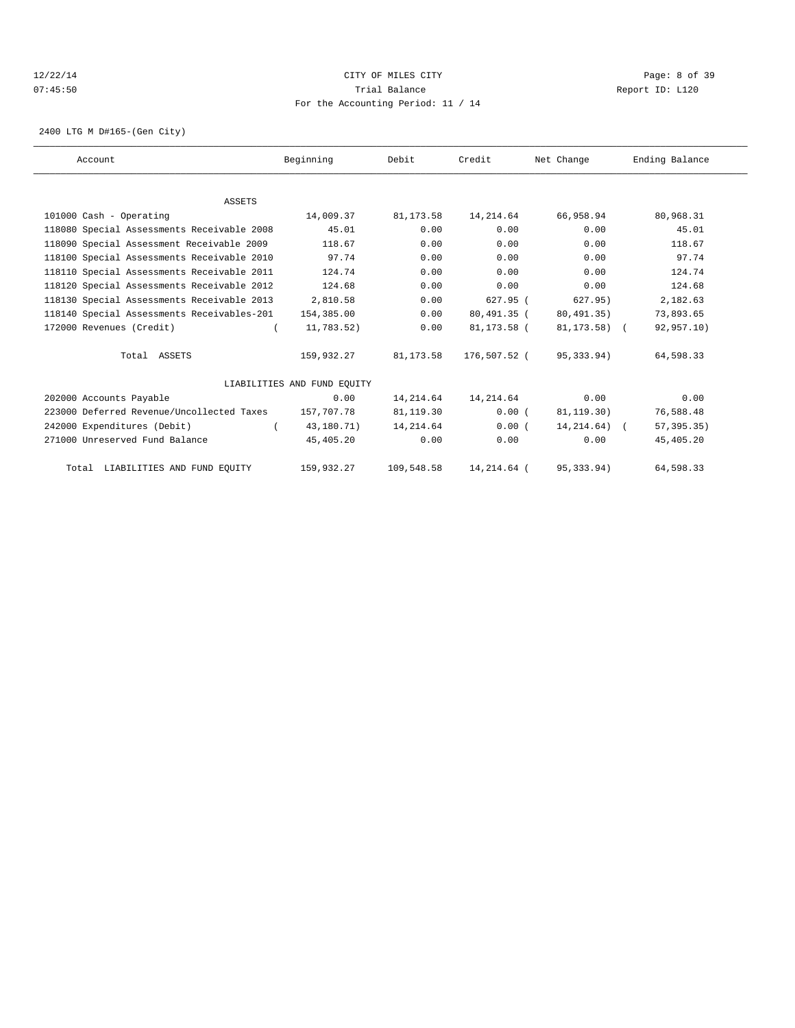CITY OF MILES CITY
Trial Balance
For the Accounting Period: 11 / 14

2400 LTG M D#165-(Gen City)

| Account | Beginning | Debit | Credit | Net Change | Ending Balance |
|---|---|---|---|---|---|
| **ASSETS** | | | | | |
| 101000 Cash - Operating | 14,009.37 | 81,173.58 | 14,214.64 | 66,958.94 | 80,968.31 |
| 118080 Special Assessments Receivable 2008 | 45.01 | 0.00 | 0.00 | 0.00 | 45.01 |
| 118090 Special Assessment Receivable 2009 | 118.67 | 0.00 | 0.00 | 0.00 | 118.67 |
| 118100 Special Assessments Receivable 2010 | 97.74 | 0.00 | 0.00 | 0.00 | 97.74 |
| 118110 Special Assessments Receivable 2011 | 124.74 | 0.00 | 0.00 | 0.00 | 124.74 |
| 118120 Special Assessments Receivable 2012 | 124.68 | 0.00 | 0.00 | 0.00 | 124.68 |
| 118130 Special Assessments Receivable 2013 | 2,810.58 | 0.00 | 627.95 | ( 627.95) | 2,182.63 |
| 118140 Special Assessments Receivables-201 | 154,385.00 | 0.00 | 80,491.35 | ( 80,491.35) | 73,893.65 |
| 172000 Revenues (Credit) | ( 11,783.52) | 0.00 | 81,173.58 | ( 81,173.58) | ( 92,957.10) |
| Total ASSETS | 159,932.27 | 81,173.58 | 176,507.52 | ( 95,333.94) | 64,598.33 |
| **LIABILITIES AND FUND EQUITY** | | | | | |
| 202000 Accounts Payable | 0.00 | 14,214.64 | 14,214.64 | 0.00 | 0.00 |
| 223000 Deferred Revenue/Uncollected Taxes | 157,707.78 | 81,119.30 | 0.00 | ( 81,119.30) | 76,588.48 |
| 242000 Expenditures (Debit) | ( 43,180.71) | 14,214.64 | 0.00 | ( 14,214.64) | ( 57,395.35) |
| 271000 Unreserved Fund Balance | 45,405.20 | 0.00 | 0.00 | 0.00 | 45,405.20 |
| Total LIABILITIES AND FUND EQUITY | 159,932.27 | 109,548.58 | 14,214.64 | ( 95,333.94) | 64,598.33 |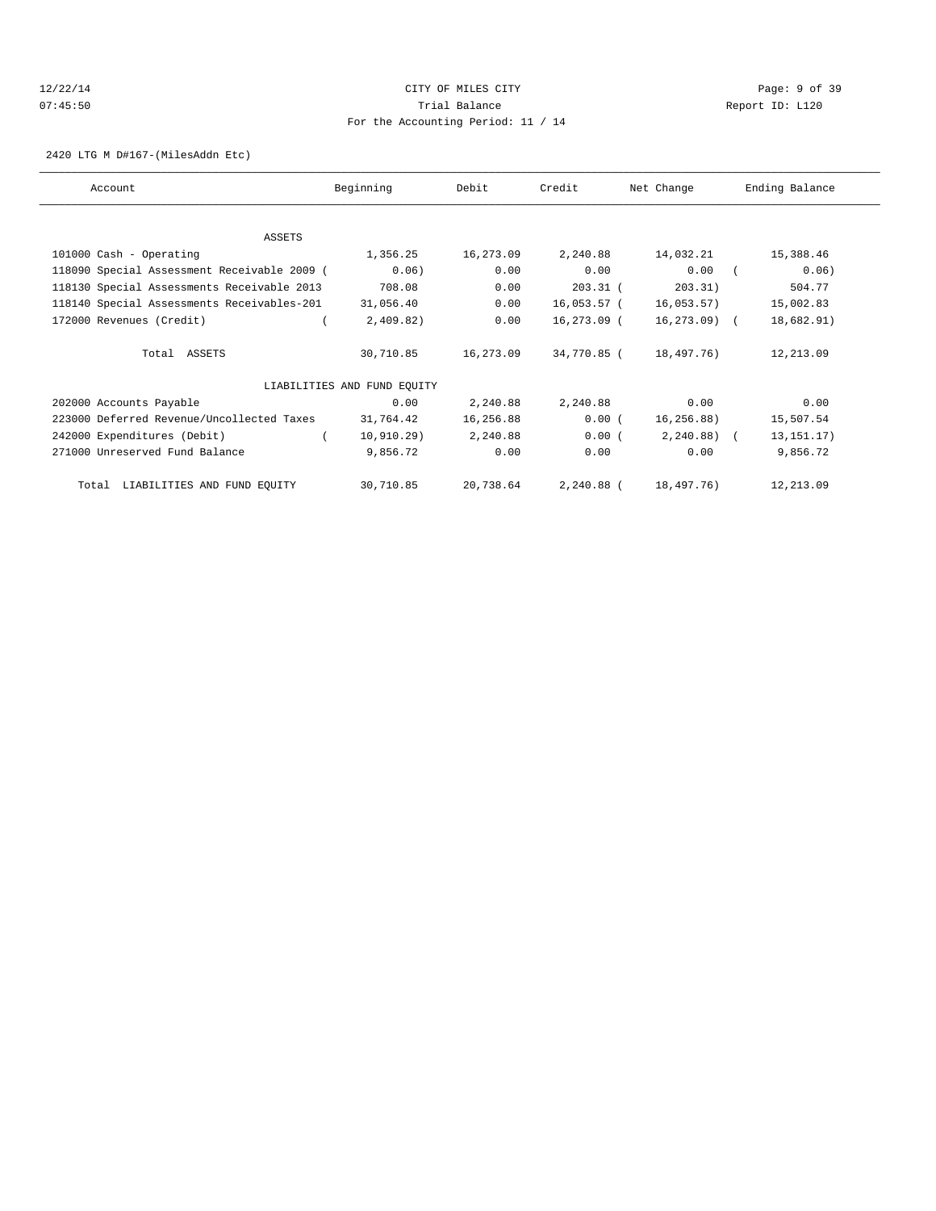12/22/14 CITY OF MILES CITY
07:45:50 Trial Balance Report ID: L120
For the Accounting Period: 11 / 14

2420 LTG M D#167-(MilesAddn Etc)

| Account | Beginning | Debit | Credit | Net Change | Ending Balance |
|---|---|---|---|---|---|
| ASSETS | | | | | |
| 101000 Cash - Operating | 1,356.25 | 16,273.09 | 2,240.88 | 14,032.21 | 15,388.46 |
| 118090 Special Assessment Receivable 2009 ( | 0.06) | 0.00 | 0.00 | 0.00 | ( 0.06) |
| 118130 Special Assessments Receivable 2013 | 708.08 | 0.00 | 203.31 | ( 203.31) | 504.77 |
| 118140 Special Assessments Receivables-201 | 31,056.40 | 0.00 | 16,053.57 | ( 16,053.57) | 15,002.83 |
| 172000 Revenues (Credit) | ( 2,409.82) | 0.00 | 16,273.09 | ( 16,273.09) | ( 18,682.91) |
| Total ASSETS | 30,710.85 | 16,273.09 | 34,770.85 | ( 18,497.76) | 12,213.09 |
| LIABILITIES AND FUND EQUITY | | | | | |
| 202000 Accounts Payable | 0.00 | 2,240.88 | 2,240.88 | 0.00 | 0.00 |
| 223000 Deferred Revenue/Uncollected Taxes | 31,764.42 | 16,256.88 | 0.00 | ( 16,256.88) | 15,507.54 |
| 242000 Expenditures (Debit) | ( 10,910.29) | 2,240.88 | 0.00 | ( 2,240.88) | ( 13,151.17) |
| 271000 Unreserved Fund Balance | 9,856.72 | 0.00 | 0.00 | 0.00 | 9,856.72 |
| Total LIABILITIES AND FUND EQUITY | 30,710.85 | 20,738.64 | 2,240.88 | ( 18,497.76) | 12,213.09 |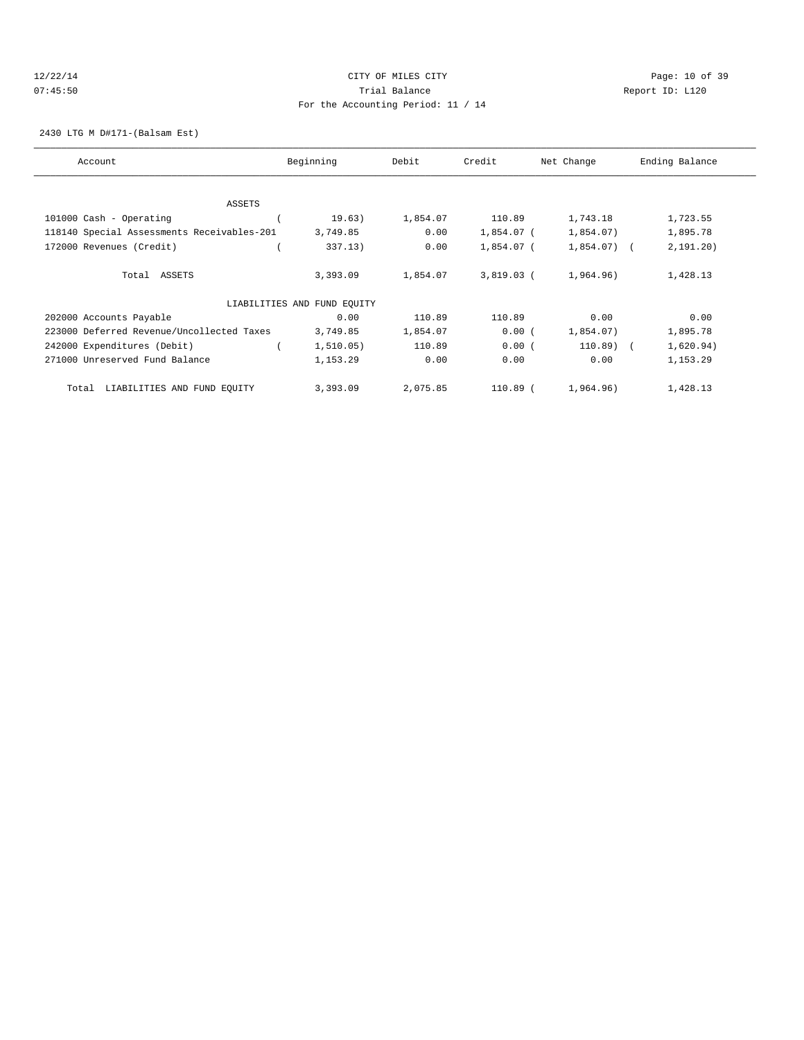CITY OF MILES CITY
Trial Balance
For the Accounting Period: 11 / 14

12/22/14
07:45:50

Report ID: L120

2430 LTG M D#171-(Balsam Est)

| Account | Beginning | Debit | Credit | Net Change | Ending Balance |
|---|---|---|---|---|---|
| ASSETS | | | | | |
| 101000 Cash - Operating | ( 19.63) | 1,854.07 | 110.89 | 1,743.18 | 1,723.55 |
| 118140 Special Assessments Receivables-201 | 3,749.85 | 0.00 | 1,854.07 | ( 1,854.07) | 1,895.78 |
| 172000 Revenues (Credit) | ( 337.13) | 0.00 | 1,854.07 | ( 1,854.07) | ( 2,191.20) |
| Total ASSETS | 3,393.09 | 1,854.07 | 3,819.03 | ( 1,964.96) | 1,428.13 |
| LIABILITIES AND FUND EQUITY | | | | | |
| 202000 Accounts Payable | 0.00 | 110.89 | 110.89 | 0.00 | 0.00 |
| 223000 Deferred Revenue/Uncollected Taxes | 3,749.85 | 1,854.07 | 0.00 | ( 1,854.07) | 1,895.78 |
| 242000 Expenditures (Debit) | ( 1,510.05) | 110.89 | 0.00 | ( 110.89) | ( 1,620.94) |
| 271000 Unreserved Fund Balance | 1,153.29 | 0.00 | 0.00 | 0.00 | 1,153.29 |
| Total LIABILITIES AND FUND EQUITY | 3,393.09 | 2,075.85 | 110.89 | ( 1,964.96) | 1,428.13 |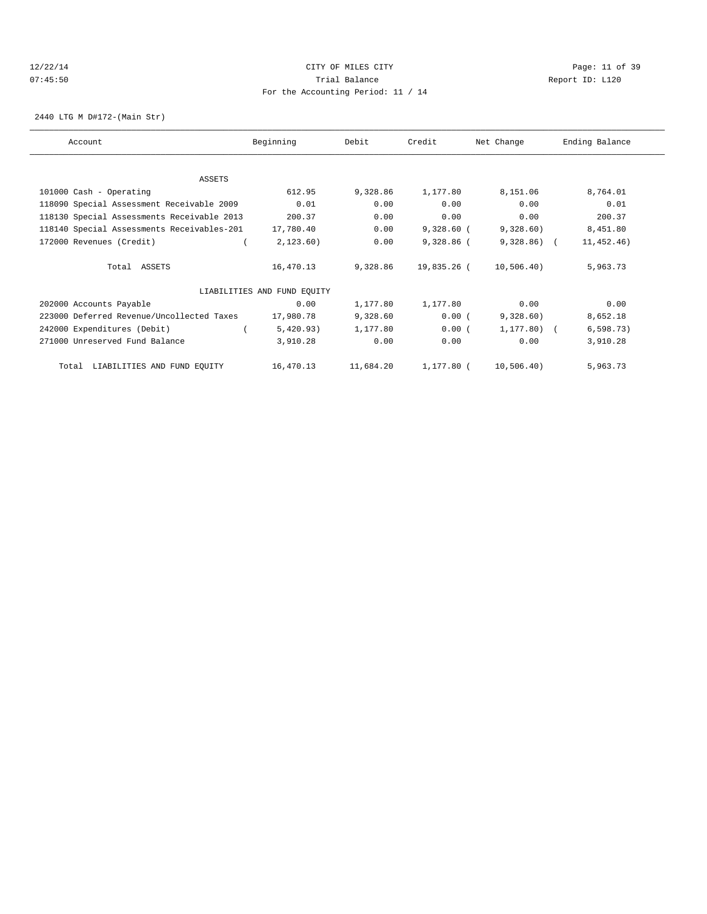CITY OF MILES CITY

Trial Balance

For the Accounting Period: 11 / 14

12/22/14 07:45:50

Report ID: L120

2440 LTG M D#172-(Main Str)

| Account | Beginning | Debit | Credit | Net Change | Ending Balance |
|---|---|---|---|---|---|
| **ASSETS** | | | | | |
| 101000 Cash - Operating | 612.95 | 9,328.86 | 1,177.80 | 8,151.06 | 8,764.01 |
| 118090 Special Assessment Receivable 2009 | 0.01 | 0.00 | 0.00 | 0.00 | 0.01 |
| 118130 Special Assessments Receivable 2013 | 200.37 | 0.00 | 0.00 | 0.00 | 200.37 |
| 118140 Special Assessments Receivables-201 | 17,780.40 | 0.00 | 9,328.60 | ( 9,328.60) | 8,451.80 |
| 172000 Revenues (Credit) | ( 2,123.60) | 0.00 | 9,328.86 | ( 9,328.86) | ( 11,452.46) |
| Total ASSETS | 16,470.13 | 9,328.86 | 19,835.26 | ( 10,506.40) | 5,963.73 |
| **LIABILITIES AND FUND EQUITY** | | | | | |
| 202000 Accounts Payable | 0.00 | 1,177.80 | 1,177.80 | 0.00 | 0.00 |
| 223000 Deferred Revenue/Uncollected Taxes | 17,980.78 | 9,328.60 | 0.00 | ( 9,328.60) | 8,652.18 |
| 242000 Expenditures (Debit) | ( 5,420.93) | 1,177.80 | 0.00 | ( 1,177.80) | ( 6,598.73) |
| 271000 Unreserved Fund Balance | 3,910.28 | 0.00 | 0.00 | 0.00 | 3,910.28 |
| Total LIABILITIES AND FUND EQUITY | 16,470.13 | 11,684.20 | 1,177.80 | ( 10,506.40) | 5,963.73 |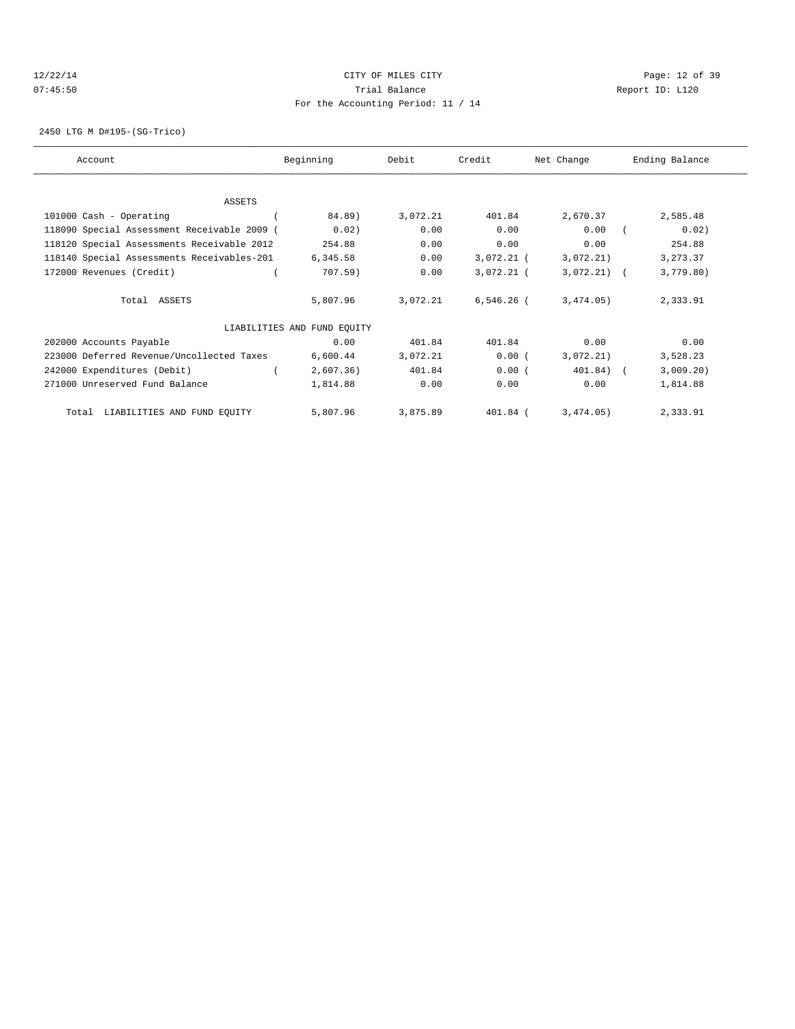CITY OF MILES CITY
Trial Balance
For the Accounting Period: 11 / 14

12/22/14 07:45:50 Report ID: L120

2450 LTG M D#195-(SG-Trico)

| Account | Beginning | Debit | Credit | Net Change | Ending Balance |
|---|---|---|---|---|---|
| ASSETS | | | | | |
| 101000 Cash - Operating | (84.89) | 3,072.21 | 401.84 | 2,670.37 | 2,585.48 |
| 118090 Special Assessment Receivable 2009 | (0.02) | 0.00 | 0.00 | 0.00 | (0.02) |
| 118120 Special Assessments Receivable 2012 | 254.88 | 0.00 | 0.00 | 0.00 | 254.88 |
| 118140 Special Assessments Receivables-201 | 6,345.58 | 0.00 | 3,072.21 | (3,072.21) | 3,273.37 |
| 172000 Revenues (Credit) | (707.59) | 0.00 | 3,072.21 | (3,072.21) | (3,779.80) |
| Total ASSETS | 5,807.96 | 3,072.21 | 6,546.26 | (3,474.05) | 2,333.91 |
| LIABILITIES AND FUND EQUITY | | | | | |
| 202000 Accounts Payable | 0.00 | 401.84 | 401.84 | 0.00 | 0.00 |
| 223000 Deferred Revenue/Uncollected Taxes | 6,600.44 | 3,072.21 | 0.00 | (3,072.21) | 3,528.23 |
| 242000 Expenditures (Debit) | (2,607.36) | 401.84 | 0.00 | (401.84) | (3,009.20) |
| 271000 Unreserved Fund Balance | 1,814.88 | 0.00 | 0.00 | 0.00 | 1,814.88 |
| Total LIABILITIES AND FUND EQUITY | 5,807.96 | 3,875.89 | 401.84 | (3,474.05) | 2,333.91 |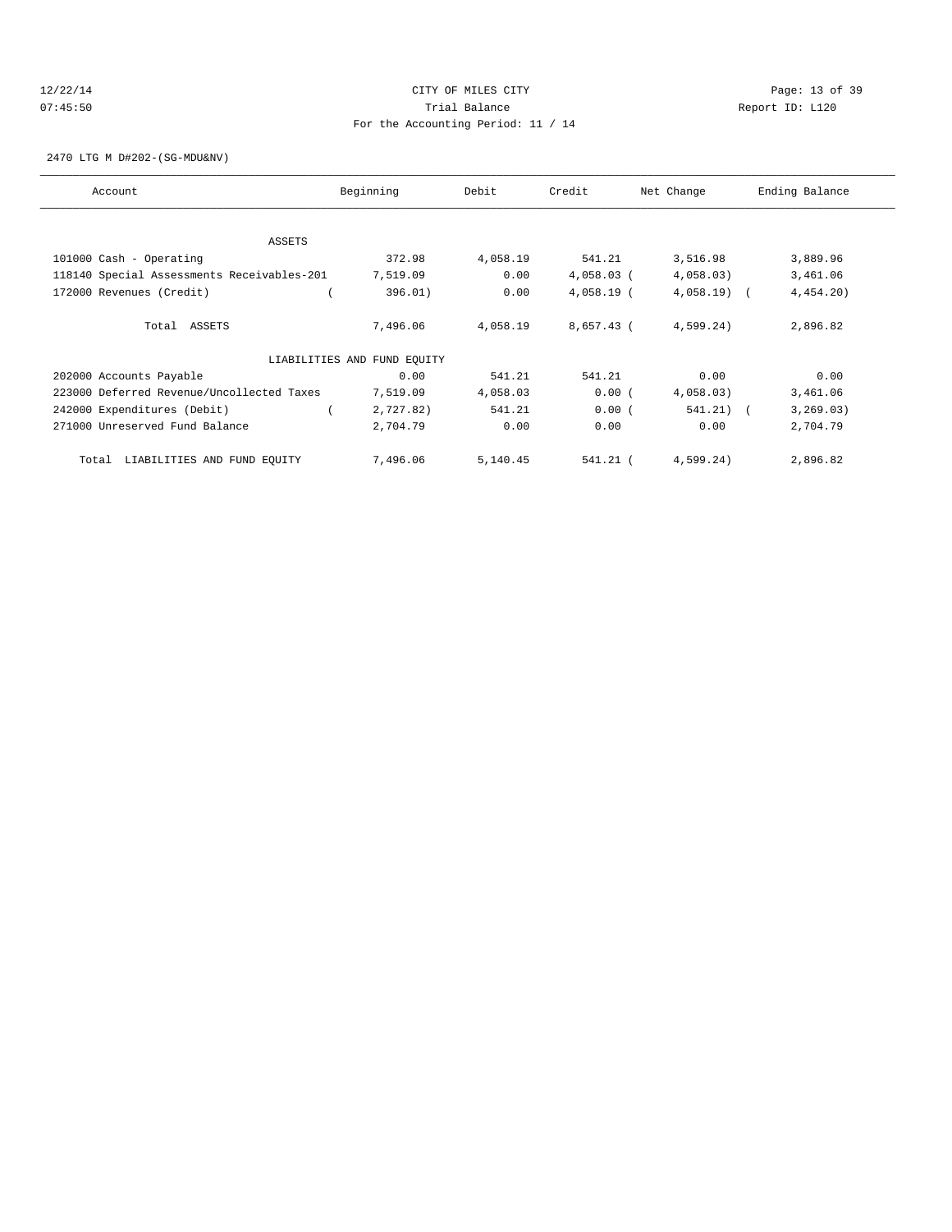CITY OF MILES CITY
Trial Balance
For the Accounting Period: 11 / 14

12/22/14
07:45:50

Report ID: L120

2470 LTG M D#202-(SG-MDU&NV)

| Account | Beginning | Debit | Credit | Net Change | Ending Balance |
|---|---|---|---|---|---|
| **ASSETS** | | | | | |
| 101000 Cash - Operating | 372.98 | 4,058.19 | 541.21 | 3,516.98 | 3,889.96 |
| 118140 Special Assessments Receivables-201 | 7,519.09 | 0.00 | 4,058.03 | ( 4,058.03) | 3,461.06 |
| 172000 Revenues (Credit) | ( 396.01) | 0.00 | 4,058.19 | ( 4,058.19) | ( 4,454.20) |
| Total ASSETS | 7,496.06 | 4,058.19 | 8,657.43 | ( 4,599.24) | 2,896.82 |
| **LIABILITIES AND FUND EQUITY** | | | | | |
| 202000 Accounts Payable | 0.00 | 541.21 | 541.21 | 0.00 | 0.00 |
| 223000 Deferred Revenue/Uncollected Taxes | 7,519.09 | 4,058.03 | 0.00 | ( 4,058.03) | 3,461.06 |
| 242000 Expenditures (Debit) | ( 2,727.82) | 541.21 | 0.00 | ( 541.21) | ( 3,269.03) |
| 271000 Unreserved Fund Balance | 2,704.79 | 0.00 | 0.00 | 0.00 | 2,704.79 |
| Total LIABILITIES AND FUND EQUITY | 7,496.06 | 5,140.45 | 541.21 | ( 4,599.24) | 2,896.82 |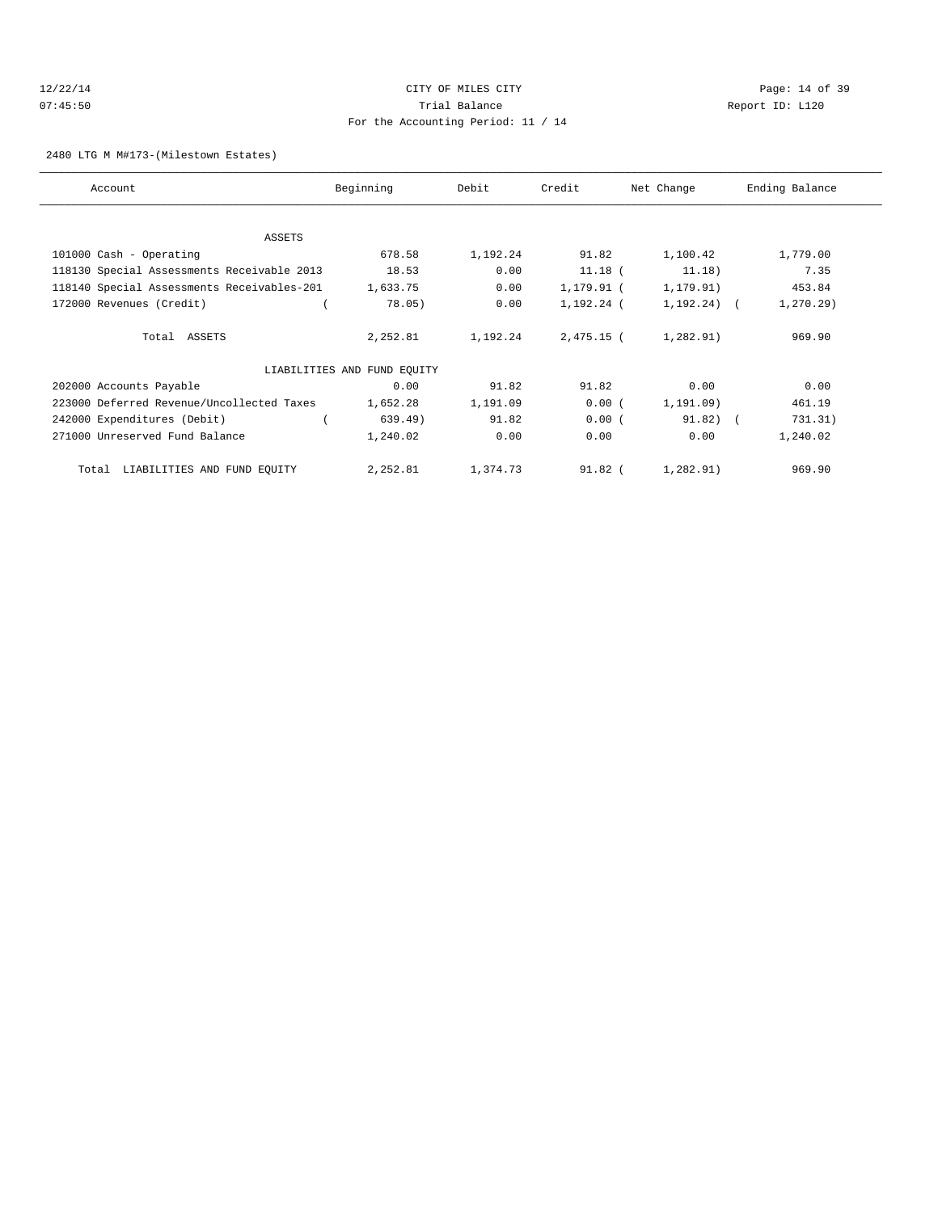CITY OF MILES CITY
Trial Balance
For the Accounting Period: 11 / 14

2480 LTG M M#173-(Milestown Estates)

| Account | Beginning | Debit | Credit | Net Change | Ending Balance |
|---|---|---|---|---|---|
| ASSETS | | | | | |
| 101000 Cash - Operating | 678.58 | 1,192.24 | 91.82 | 1,100.42 | 1,779.00 |
| 118130 Special Assessments Receivable 2013 | 18.53 | 0.00 | 11.18 | ( 11.18) | 7.35 |
| 118140 Special Assessments Receivables-201 | 1,633.75 | 0.00 | 1,179.91 | ( 1,179.91) | 453.84 |
| 172000 Revenues (Credit) | ( 78.05) | 0.00 | 1,192.24 | ( 1,192.24) | ( 1,270.29) |
| Total ASSETS | 2,252.81 | 1,192.24 | 2,475.15 | ( 1,282.91) | 969.90 |
| LIABILITIES AND FUND EQUITY | | | | | |
| 202000 Accounts Payable | 0.00 | 91.82 | 91.82 | 0.00 | 0.00 |
| 223000 Deferred Revenue/Uncollected Taxes | 1,652.28 | 1,191.09 | 0.00 | ( 1,191.09) | 461.19 |
| 242000 Expenditures (Debit) | ( 639.49) | 91.82 | 0.00 | ( 91.82) | ( 731.31) |
| 271000 Unreserved Fund Balance | 1,240.02 | 0.00 | 0.00 | 0.00 | 1,240.02 |
| Total LIABILITIES AND FUND EQUITY | 2,252.81 | 1,374.73 | 91.82 | ( 1,282.91) | 969.90 |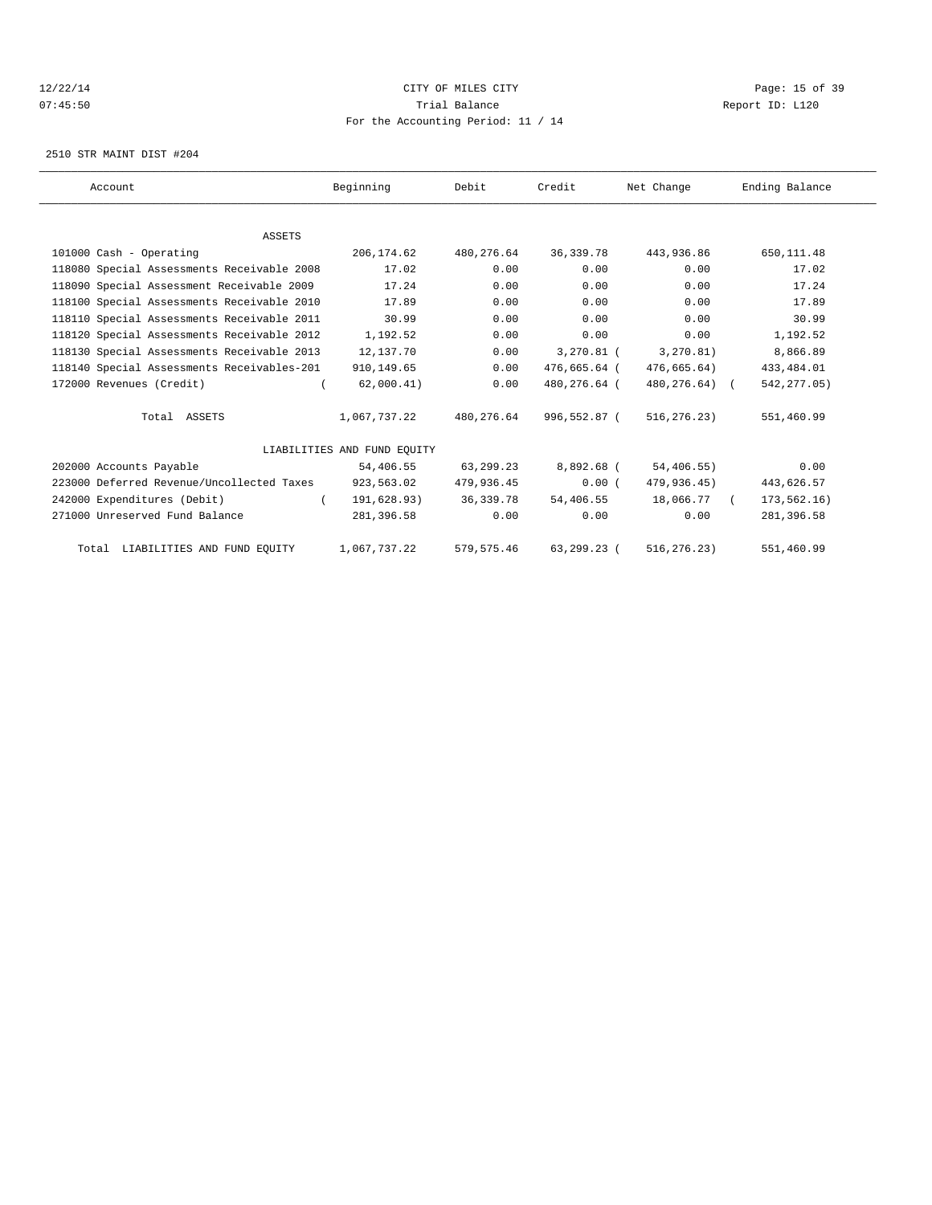CITY OF MILES CITY
Trial Balance
For the Accounting Period: 11 / 14

12/22/14 07:45:50 — Report ID: L120

2510 STR MAINT DIST #204

| Account | Beginning | Debit | Credit | Net Change | Ending Balance |
|---|---|---|---|---|---|
| **ASSETS** | | | | | |
| 101000 Cash - Operating | 206,174.62 | 480,276.64 | 36,339.78 | 443,936.86 | 650,111.48 |
| 118080 Special Assessments Receivable 2008 | 17.02 | 0.00 | 0.00 | 0.00 | 17.02 |
| 118090 Special Assessment Receivable 2009 | 17.24 | 0.00 | 0.00 | 0.00 | 17.24 |
| 118100 Special Assessments Receivable 2010 | 17.89 | 0.00 | 0.00 | 0.00 | 17.89 |
| 118110 Special Assessments Receivable 2011 | 30.99 | 0.00 | 0.00 | 0.00 | 30.99 |
| 118120 Special Assessments Receivable 2012 | 1,192.52 | 0.00 | 0.00 | 0.00 | 1,192.52 |
| 118130 Special Assessments Receivable 2013 | 12,137.70 | 0.00 | 3,270.81 | (3,270.81) | 8,866.89 |
| 118140 Special Assessments Receivables-201 | 910,149.65 | 0.00 | 476,665.64 | (476,665.64) | 433,484.01 |
| 172000 Revenues (Credit) | (62,000.41) | 0.00 | 480,276.64 | (480,276.64) | (542,277.05) |
| Total ASSETS | 1,067,737.22 | 480,276.64 | 996,552.87 | (516,276.23) | 551,460.99 |
| **LIABILITIES AND FUND EQUITY** | | | | | |
| 202000 Accounts Payable | 54,406.55 | 63,299.23 | 8,892.68 | (54,406.55) | 0.00 |
| 223000 Deferred Revenue/Uncollected Taxes | 923,563.02 | 479,936.45 | 0.00 | (479,936.45) | 443,626.57 |
| 242000 Expenditures (Debit) | (191,628.93) | 36,339.78 | 54,406.55 | 18,066.77 | (173,562.16) |
| 271000 Unreserved Fund Balance | 281,396.58 | 0.00 | 0.00 | 0.00 | 281,396.58 |
| Total LIABILITIES AND FUND EQUITY | 1,067,737.22 | 579,575.46 | 63,299.23 | (516,276.23) | 551,460.99 |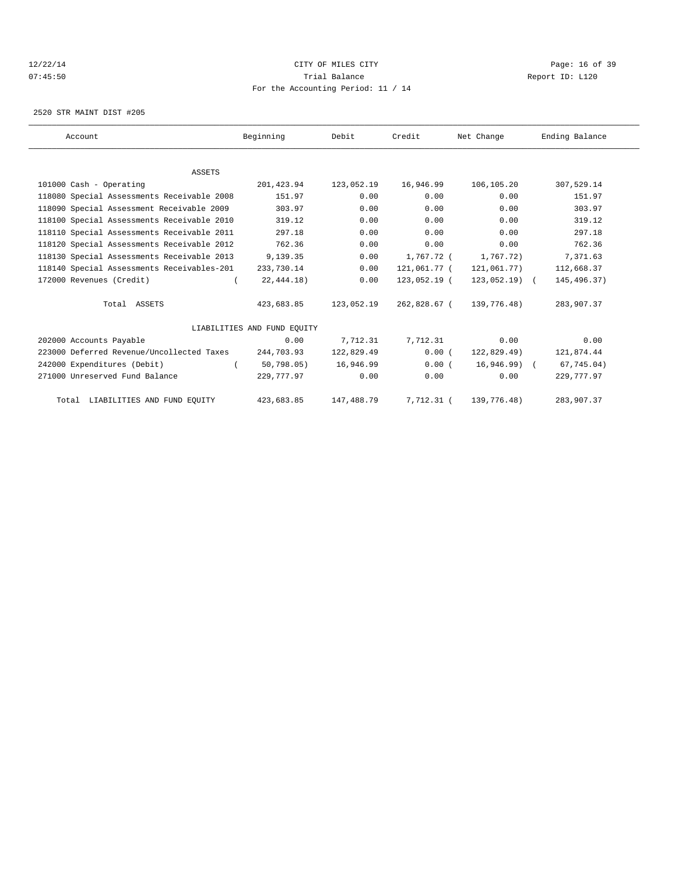12/22/14 CITY OF MILES CITY
07:45:50 Trial Balance Report ID: L120
For the Accounting Period: 11 / 14

2520 STR MAINT DIST #205

| Account | Beginning | Debit | Credit | Net Change | Ending Balance |
|---|---|---|---|---|---|
| ASSETS | | | | | |
| 101000 Cash - Operating | 201,423.94 | 123,052.19 | 16,946.99 | 106,105.20 | 307,529.14 |
| 118080 Special Assessments Receivable 2008 | 151.97 | 0.00 | 0.00 | 0.00 | 151.97 |
| 118090 Special Assessment Receivable 2009 | 303.97 | 0.00 | 0.00 | 0.00 | 303.97 |
| 118100 Special Assessments Receivable 2010 | 319.12 | 0.00 | 0.00 | 0.00 | 319.12 |
| 118110 Special Assessments Receivable 2011 | 297.18 | 0.00 | 0.00 | 0.00 | 297.18 |
| 118120 Special Assessments Receivable 2012 | 762.36 | 0.00 | 0.00 | 0.00 | 762.36 |
| 118130 Special Assessments Receivable 2013 | 9,139.35 | 0.00 | 1,767.72 | ( 1,767.72) | 7,371.63 |
| 118140 Special Assessments Receivables-201 | 233,730.14 | 0.00 | 121,061.77 | ( 121,061.77) | 112,668.37 |
| 172000 Revenues (Credit) | ( 22,444.18) | 0.00 | 123,052.19 | ( 123,052.19) | ( 145,496.37) |
| Total ASSETS | 423,683.85 | 123,052.19 | 262,828.67 | ( 139,776.48) | 283,907.37 |
| LIABILITIES AND FUND EQUITY | | | | | |
| 202000 Accounts Payable | 0.00 | 7,712.31 | 7,712.31 | 0.00 | 0.00 |
| 223000 Deferred Revenue/Uncollected Taxes | 244,703.93 | 122,829.49 | 0.00 | ( 122,829.49) | 121,874.44 |
| 242000 Expenditures (Debit) | ( 50,798.05) | 16,946.99 | 0.00 | ( 16,946.99) | ( 67,745.04) |
| 271000 Unreserved Fund Balance | 229,777.97 | 0.00 | 0.00 | 0.00 | 229,777.97 |
| Total LIABILITIES AND FUND EQUITY | 423,683.85 | 147,488.79 | 7,712.31 | ( 139,776.48) | 283,907.37 |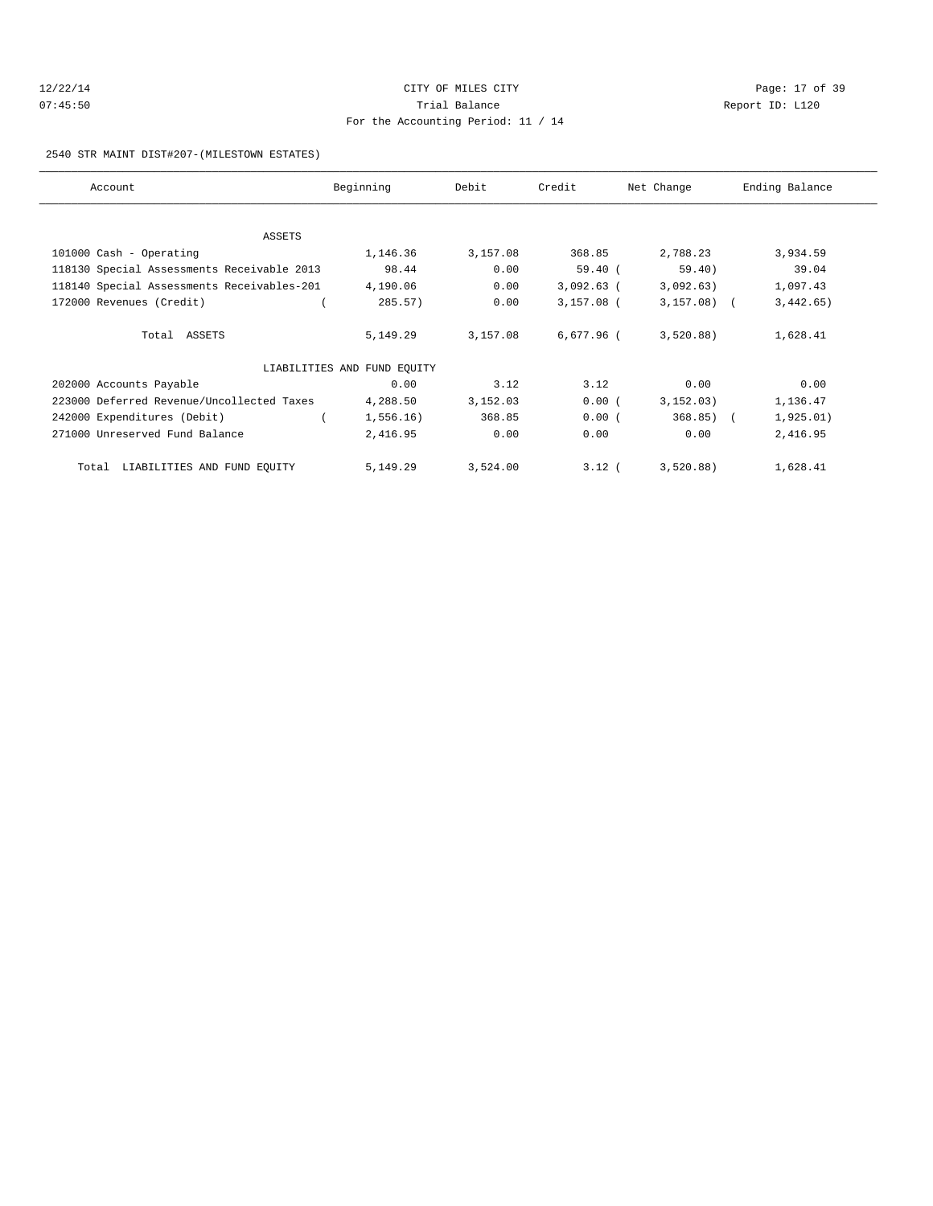CITY OF MILES CITY

Trial Balance

For the Accounting Period: 11 / 14

2540 STR MAINT DIST#207-(MILESTOWN ESTATES)

| Account | Beginning | Debit | Credit | Net Change | Ending Balance |
|---|---|---|---|---|---|
| ASSETS | | | | | |
| 101000 Cash - Operating | 1,146.36 | 3,157.08 | 368.85 | 2,788.23 | 3,934.59 |
| 118130 Special Assessments Receivable 2013 | 98.44 | 0.00 | 59.40 | (59.40) | 39.04 |
| 118140 Special Assessments Receivables-201 | 4,190.06 | 0.00 | 3,092.63 | (3,092.63) | 1,097.43 |
| 172000 Revenues (Credit) | (285.57) | 0.00 | 3,157.08 | (3,157.08) | (3,442.65) |
| Total ASSETS | 5,149.29 | 3,157.08 | 6,677.96 | (3,520.88) | 1,628.41 |
| LIABILITIES AND FUND EQUITY | | | | | |
| 202000 Accounts Payable | 0.00 | 3.12 | 3.12 | 0.00 | 0.00 |
| 223000 Deferred Revenue/Uncollected Taxes | 4,288.50 | 3,152.03 | 0.00 | (3,152.03) | 1,136.47 |
| 242000 Expenditures (Debit) | (1,556.16) | 368.85 | 0.00 | (368.85) | (1,925.01) |
| 271000 Unreserved Fund Balance | 2,416.95 | 0.00 | 0.00 | 0.00 | 2,416.95 |
| Total LIABILITIES AND FUND EQUITY | 5,149.29 | 3,524.00 | 3.12 | (3,520.88) | 1,628.41 |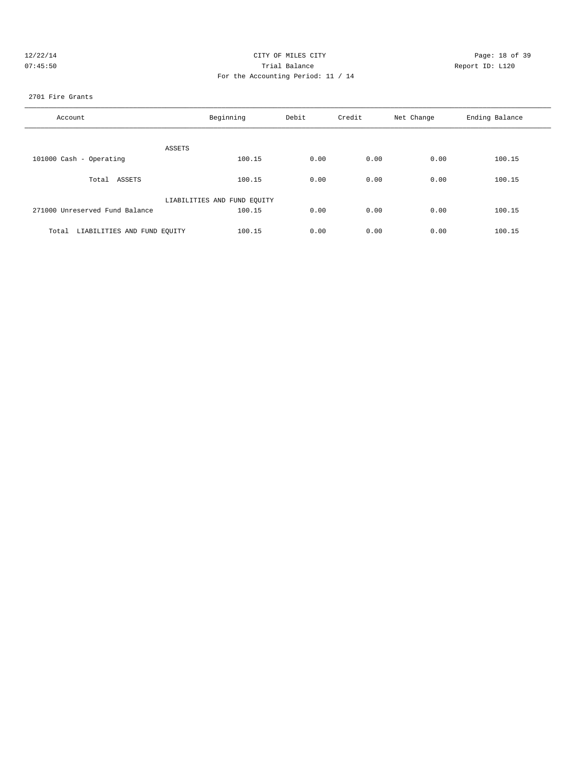CITY OF MILES CITY

Trial Balance

For the Accounting Period: 11 / 14

2701 Fire Grants

| Account | Beginning | Debit | Credit | Net Change | Ending Balance |
|---|---|---|---|---|---|
| ASSETS | | | | | |
| 101000 Cash - Operating | 100.15 | 0.00 | 0.00 | 0.00 | 100.15 |
| Total ASSETS | 100.15 | 0.00 | 0.00 | 0.00 | 100.15 |
| LIABILITIES AND FUND EQUITY | | | | | |
| 271000 Unreserved Fund Balance | 100.15 | 0.00 | 0.00 | 0.00 | 100.15 |
| Total LIABILITIES AND FUND EQUITY | 100.15 | 0.00 | 0.00 | 0.00 | 100.15 |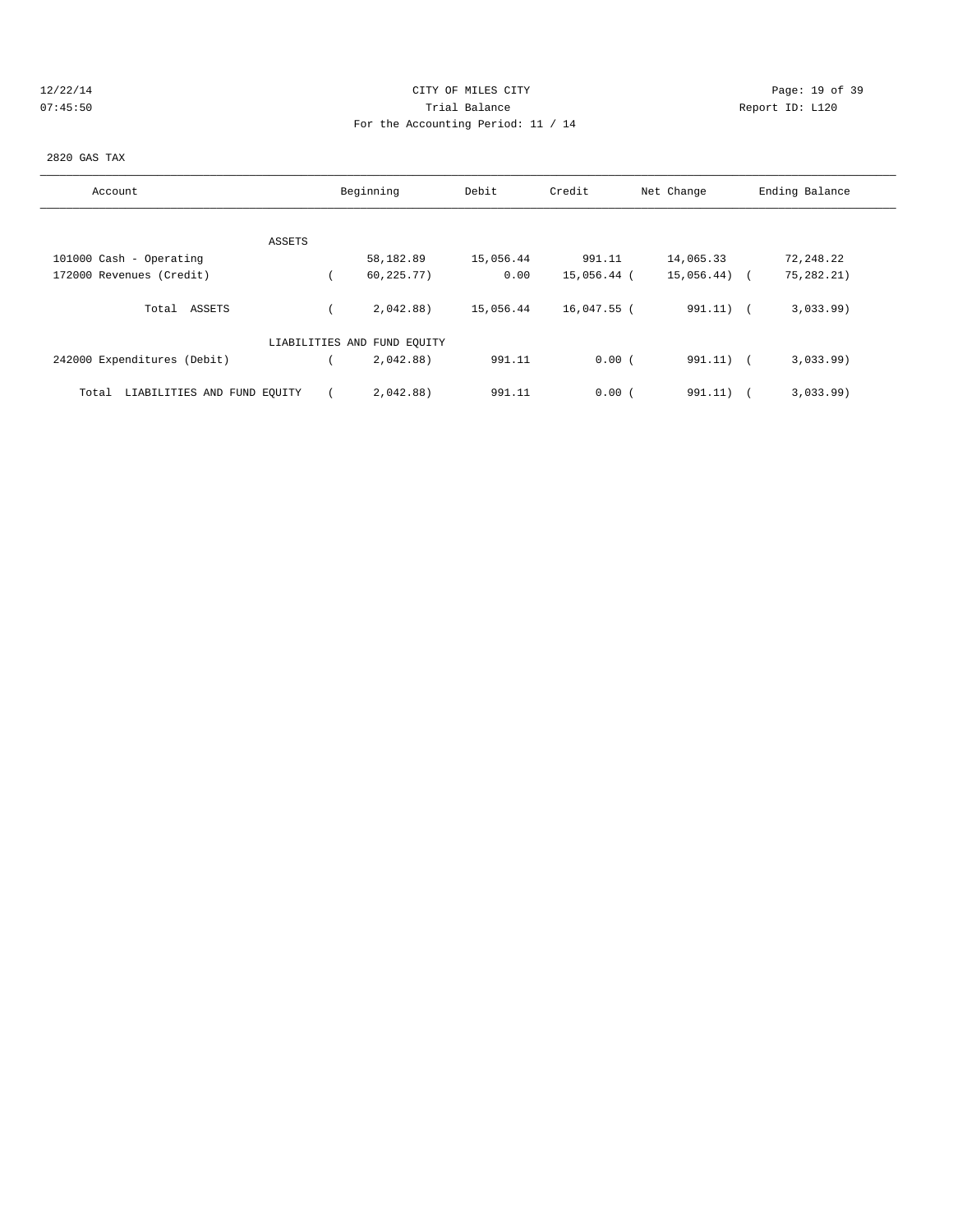CITY OF MILES CITY
Trial Balance
For the Accounting Period: 11 / 14

12/22/14
07:45:50

Report ID: L120

2820 GAS TAX

| Account | Beginning | Debit | Credit | Net Change | Ending Balance |
|---|---|---|---|---|---|
| ASSETS | | | | | |
| 101000 Cash - Operating | 58,182.89 | 15,056.44 | 991.11 | 14,065.33 | 72,248.22 |
| 172000 Revenues (Credit) | ( 60,225.77) | 0.00 | 15,056.44 | ( 15,056.44) | ( 75,282.21) |
| Total ASSETS | ( 2,042.88) | 15,056.44 | 16,047.55 | ( 991.11) | ( 3,033.99) |
| LIABILITIES AND FUND EQUITY | | | | | |
| 242000 Expenditures (Debit) | ( 2,042.88) | 991.11 | 0.00 | ( 991.11) | ( 3,033.99) |
| Total LIABILITIES AND FUND EQUITY | ( 2,042.88) | 991.11 | 0.00 | ( 991.11) | ( 3,033.99) |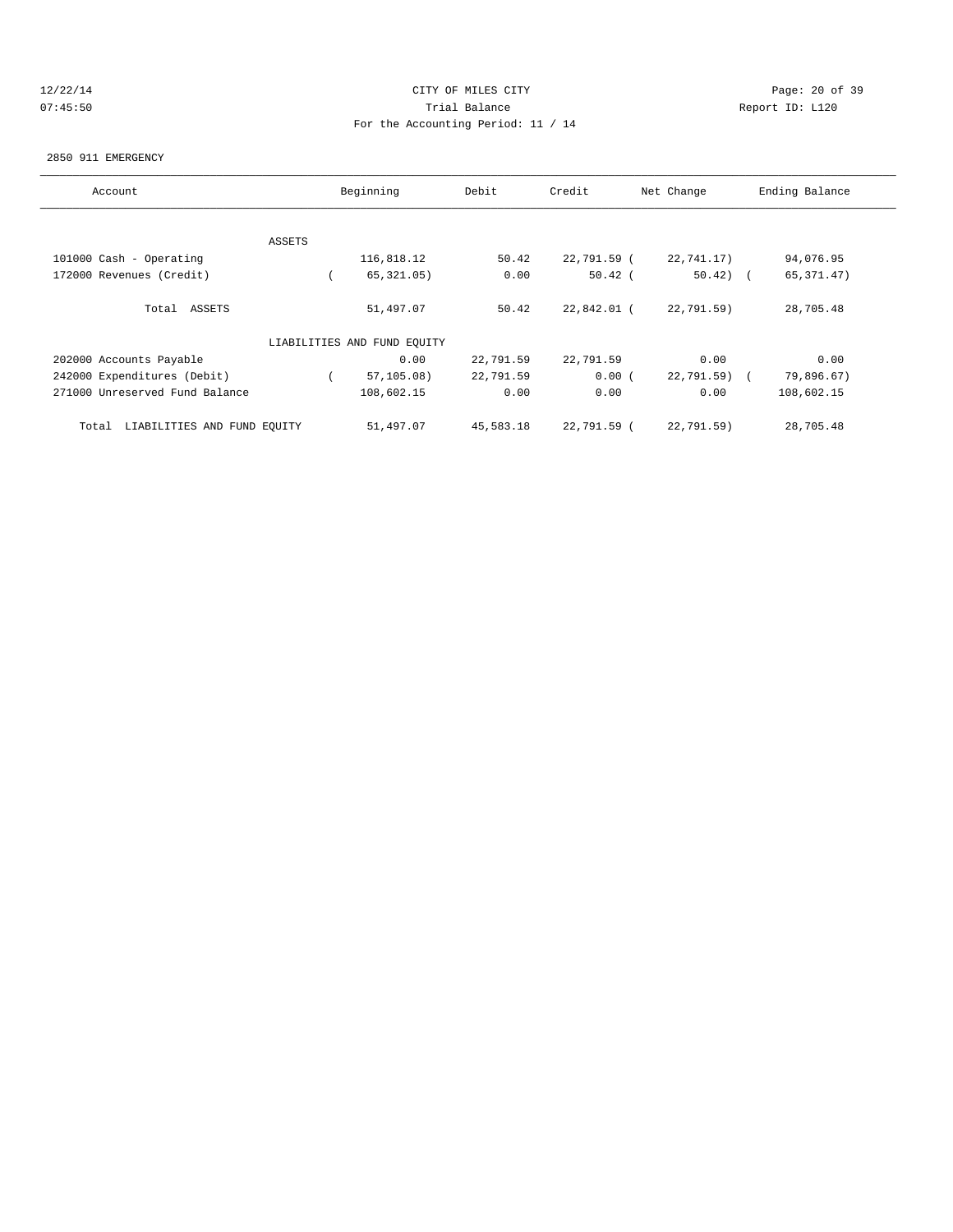CITY OF MILES CITY

Trial Balance

For the Accounting Period: 11 / 14

2850 911 EMERGENCY

| Account | Beginning | Debit | Credit | Net Change | Ending Balance |
|---|---|---|---|---|---|
| ASSETS | | | | | |
| 101000 Cash - Operating | 116,818.12 | 50.42 | 22,791.59 | ( 22,741.17) | 94,076.95 |
| 172000 Revenues (Credit) | ( 65,321.05) | 0.00 | 50.42 | ( 50.42) | ( 65,371.47) |
| Total ASSETS | 51,497.07 | 50.42 | 22,842.01 | ( 22,791.59) | 28,705.48 |
| LIABILITIES AND FUND EQUITY | | | | | |
| 202000 Accounts Payable | 0.00 | 22,791.59 | 22,791.59 | 0.00 | 0.00 |
| 242000 Expenditures (Debit) | ( 57,105.08) | 22,791.59 | 0.00 | ( 22,791.59) | ( 79,896.67) |
| 271000 Unreserved Fund Balance | 108,602.15 | 0.00 | 0.00 | 0.00 | 108,602.15 |
| Total LIABILITIES AND FUND EQUITY | 51,497.07 | 45,583.18 | 22,791.59 | ( 22,791.59) | 28,705.48 |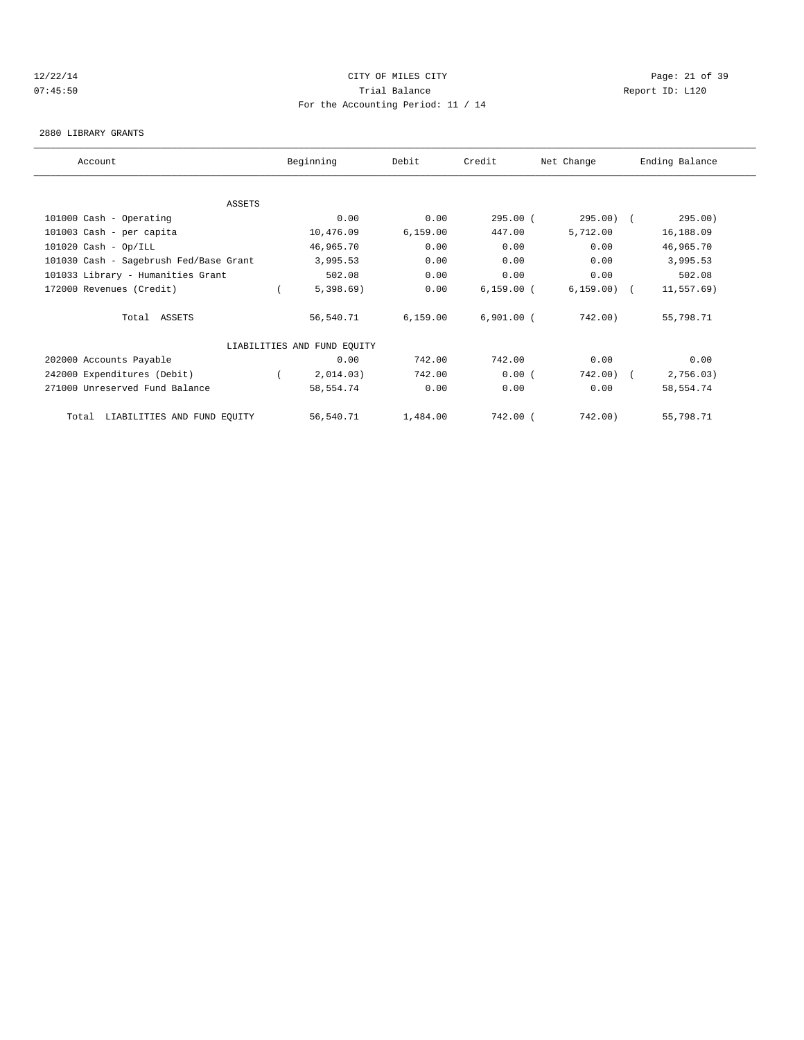12/22/14 CITY OF MILES CITY
07:45:50 Trial Balance Report ID: L120
For the Accounting Period: 11 / 14

2880 LIBRARY GRANTS

| Account | Beginning | Debit | Credit | Net Change | Ending Balance |
|---|---|---|---|---|---|
| ASSETS | | | | | |
| 101000 Cash - Operating | 0.00 | 0.00 | 295.00 | ( 295.00) | ( 295.00) |
| 101003 Cash - per capita | 10,476.09 | 6,159.00 | 447.00 | 5,712.00 | 16,188.09 |
| 101020 Cash - Op/ILL | 46,965.70 | 0.00 | 0.00 | 0.00 | 46,965.70 |
| 101030 Cash - Sagebrush Fed/Base Grant | 3,995.53 | 0.00 | 0.00 | 0.00 | 3,995.53 |
| 101033 Library - Humanities Grant | 502.08 | 0.00 | 0.00 | 0.00 | 502.08 |
| 172000 Revenues (Credit) | ( 5,398.69) | 0.00 | 6,159.00 | ( 6,159.00) | ( 11,557.69) |
| Total ASSETS | 56,540.71 | 6,159.00 | 6,901.00 | ( 742.00) | 55,798.71 |
| LIABILITIES AND FUND EQUITY | | | | | |
| 202000 Accounts Payable | 0.00 | 742.00 | 742.00 | 0.00 | 0.00 |
| 242000 Expenditures (Debit) | ( 2,014.03) | 742.00 | 0.00 | ( 742.00) | ( 2,756.03) |
| 271000 Unreserved Fund Balance | 58,554.74 | 0.00 | 0.00 | 0.00 | 58,554.74 |
| Total LIABILITIES AND FUND EQUITY | 56,540.71 | 1,484.00 | 742.00 | ( 742.00) | 55,798.71 |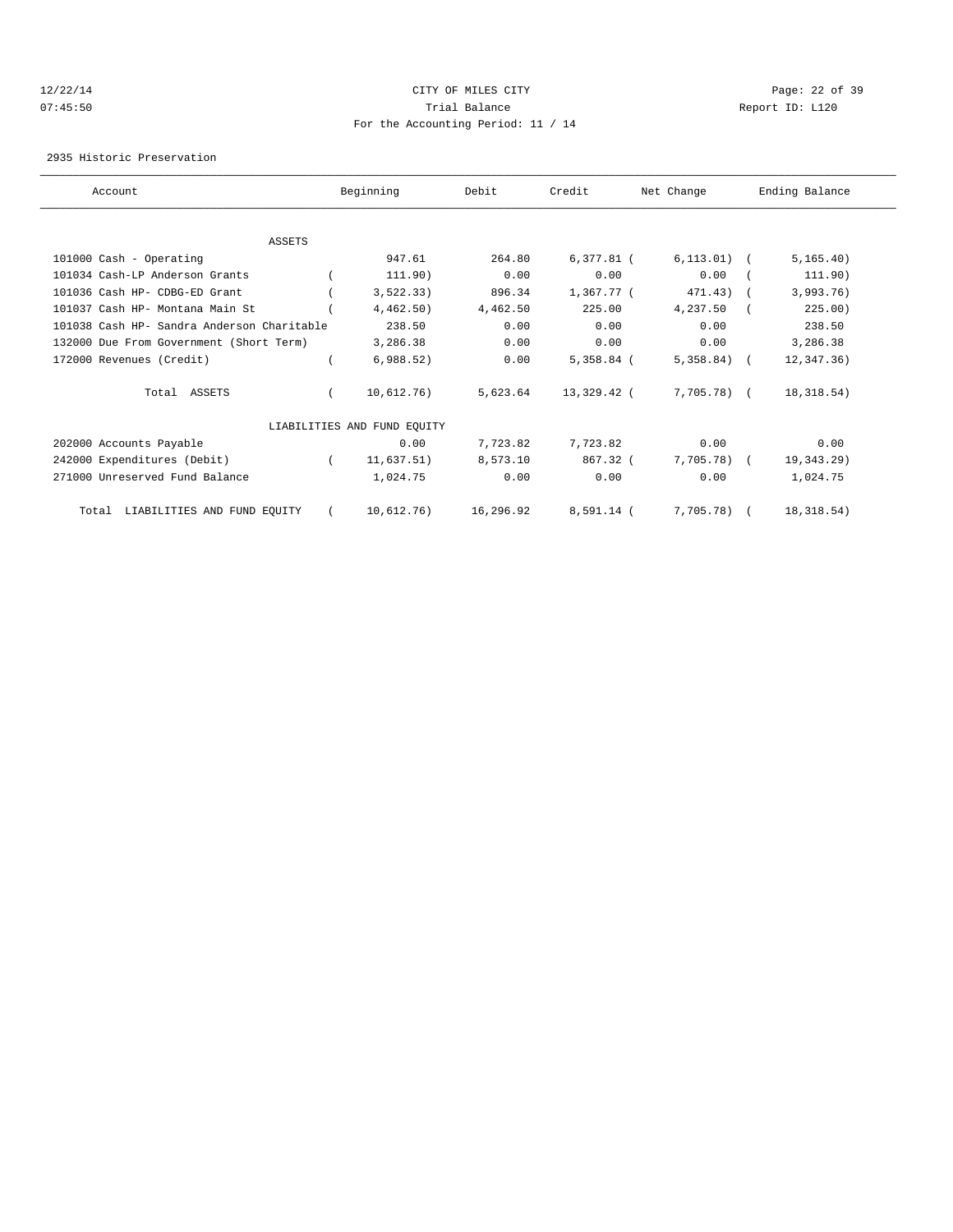12/22/14 CITY OF MILES CITY
07:45:50 Trial Balance Report ID: L120
For the Accounting Period: 11 / 14

2935 Historic Preservation

| Account | Beginning | Debit | Credit | Net Change | Ending Balance |
|---|---|---|---|---|---|
| **ASSETS** | | | | | |
| 101000 Cash - Operating | 947.61 | 264.80 | 6,377.81 | ( 6,113.01) | ( 5,165.40) |
| 101034 Cash-LP Anderson Grants | ( 111.90) | 0.00 | 0.00 | 0.00 | ( 111.90) |
| 101036 Cash HP- CDBG-ED Grant | ( 3,522.33) | 896.34 | 1,367.77 | ( 471.43) | ( 3,993.76) |
| 101037 Cash HP- Montana Main St | ( 4,462.50) | 4,462.50 | 225.00 | 4,237.50 | ( 225.00) |
| 101038 Cash HP- Sandra Anderson Charitable | 238.50 | 0.00 | 0.00 | 0.00 | 238.50 |
| 132000 Due From Government (Short Term) | 3,286.38 | 0.00 | 0.00 | 0.00 | 3,286.38 |
| 172000 Revenues (Credit) | ( 6,988.52) | 0.00 | 5,358.84 | ( 5,358.84) | ( 12,347.36) |
| Total ASSETS | ( 10,612.76) | 5,623.64 | 13,329.42 | ( 7,705.78) | ( 18,318.54) |
| **LIABILITIES AND FUND EQUITY** | | | | | |
| 202000 Accounts Payable | 0.00 | 7,723.82 | 7,723.82 | 0.00 | 0.00 |
| 242000 Expenditures (Debit) | ( 11,637.51) | 8,573.10 | 867.32 | ( 7,705.78) | ( 19,343.29) |
| 271000 Unreserved Fund Balance | 1,024.75 | 0.00 | 0.00 | 0.00 | 1,024.75 |
| Total LIABILITIES AND FUND EQUITY | ( 10,612.76) | 16,296.92 | 8,591.14 | ( 7,705.78) | ( 18,318.54) |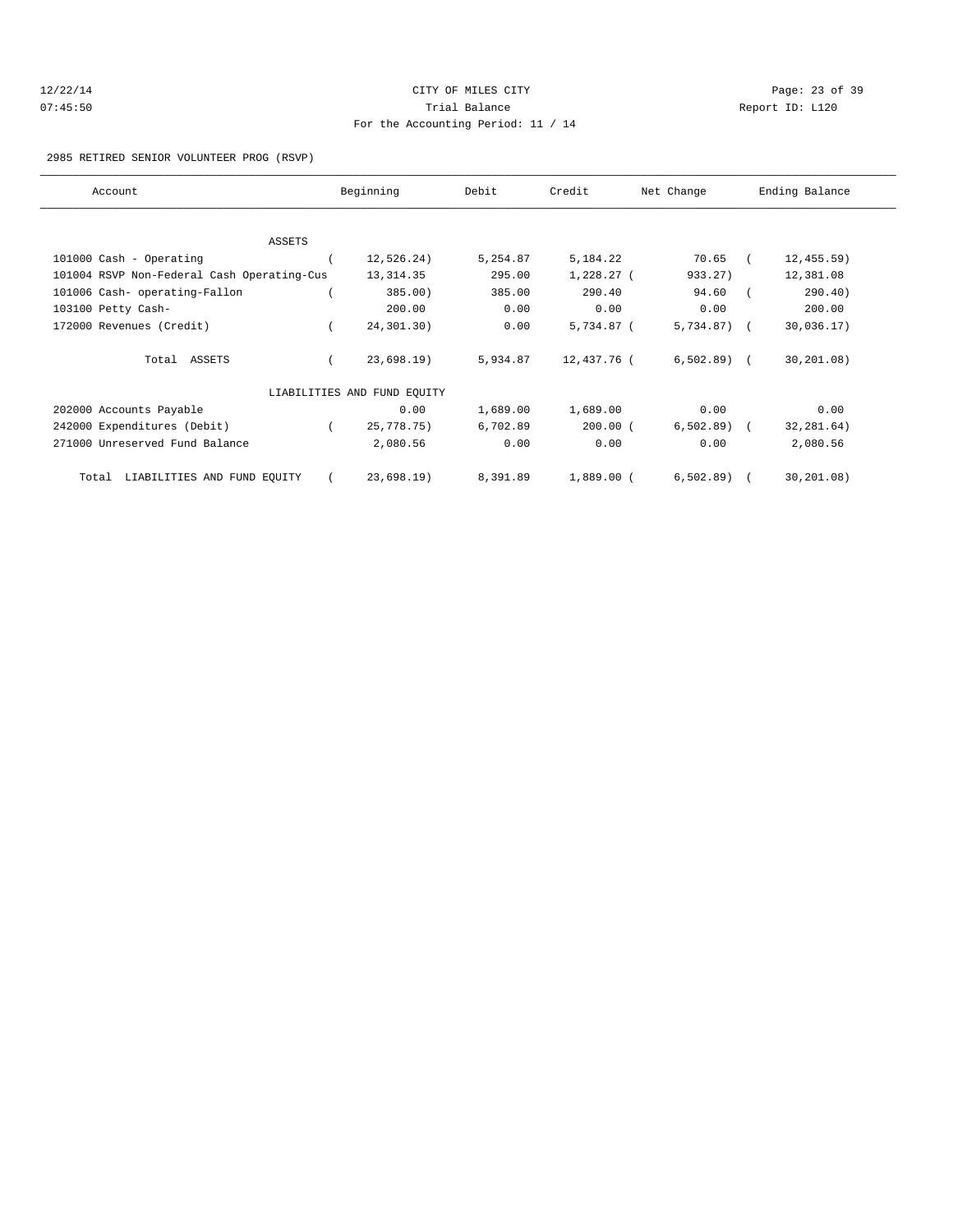CITY OF MILES CITY
Trial Balance
For the Accounting Period: 11 / 14

12/22/14
07:45:50

Report ID: L120

2985 RETIRED SENIOR VOLUNTEER PROG (RSVP)

| Account | Beginning | Debit | Credit | Net Change | Ending Balance |
|---|---|---|---|---|---|
| ASSETS | | | | | |
| 101000 Cash - Operating | ( 12,526.24) | 5,254.87 | 5,184.22 | 70.65 | ( 12,455.59) |
| 101004 RSVP Non-Federal Cash Operating-Cus | 13,314.35 | 295.00 | 1,228.27 | ( 933.27) | 12,381.08 |
| 101006 Cash- operating-Fallon | ( 385.00) | 385.00 | 290.40 | 94.60 | ( 290.40) |
| 103100 Petty Cash- | 200.00 | 0.00 | 0.00 | 0.00 | 200.00 |
| 172000 Revenues (Credit) | ( 24,301.30) | 0.00 | 5,734.87 | ( 5,734.87) | ( 30,036.17) |
| Total ASSETS | ( 23,698.19) | 5,934.87 | 12,437.76 | ( 6,502.89) | ( 30,201.08) |
| LIABILITIES AND FUND EQUITY | | | | | |
| 202000 Accounts Payable | 0.00 | 1,689.00 | 1,689.00 | 0.00 | 0.00 |
| 242000 Expenditures (Debit) | ( 25,778.75) | 6,702.89 | 200.00 | ( 6,502.89) | ( 32,281.64) |
| 271000 Unreserved Fund Balance | 2,080.56 | 0.00 | 0.00 | 0.00 | 2,080.56 |
| Total LIABILITIES AND FUND EQUITY | ( 23,698.19) | 8,391.89 | 1,889.00 | ( 6,502.89) | ( 30,201.08) |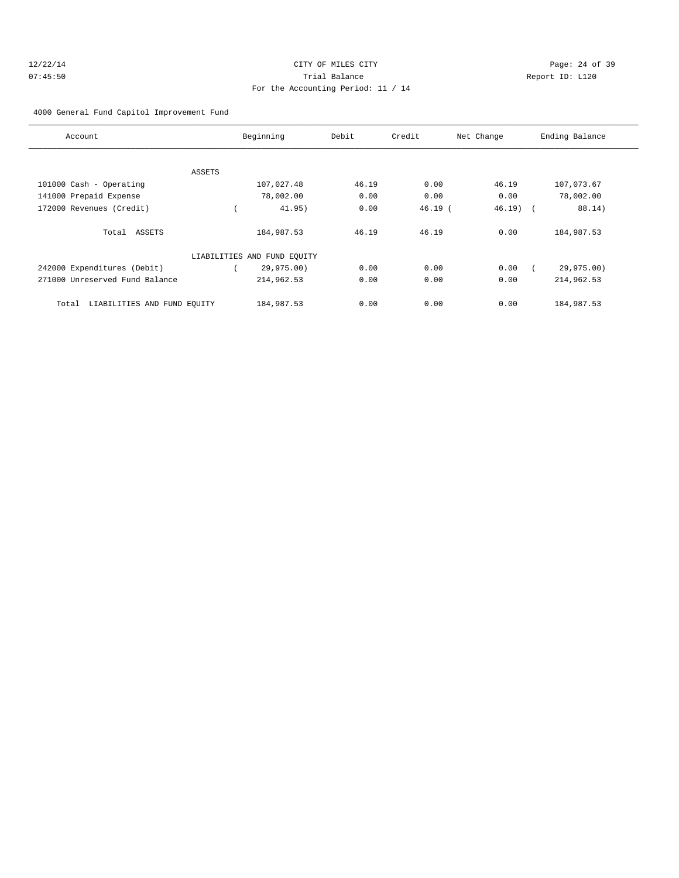CITY OF MILES CITY

Trial Balance

For the Accounting Period: 11 / 14

12/22/14 07:45:50 — Report ID: L120

4000 General Fund Capitol Improvement Fund

| Account | Beginning | Debit | Credit | Net Change | Ending Balance |
|---|---|---|---|---|---|
| ASSETS | | | | | |
| 101000 Cash - Operating | 107,027.48 | 46.19 | 0.00 | 46.19 | 107,073.67 |
| 141000 Prepaid Expense | 78,002.00 | 0.00 | 0.00 | 0.00 | 78,002.00 |
| 172000 Revenues (Credit) | ( 41.95) | 0.00 | 46.19 | ( 46.19) | ( 88.14) |
| Total ASSETS | 184,987.53 | 46.19 | 46.19 | 0.00 | 184,987.53 |
| LIABILITIES AND FUND EQUITY | | | | | |
| 242000 Expenditures (Debit) | ( 29,975.00) | 0.00 | 0.00 | 0.00 | ( 29,975.00) |
| 271000 Unreserved Fund Balance | 214,962.53 | 0.00 | 0.00 | 0.00 | 214,962.53 |
| Total LIABILITIES AND FUND EQUITY | 184,987.53 | 0.00 | 0.00 | 0.00 | 184,987.53 |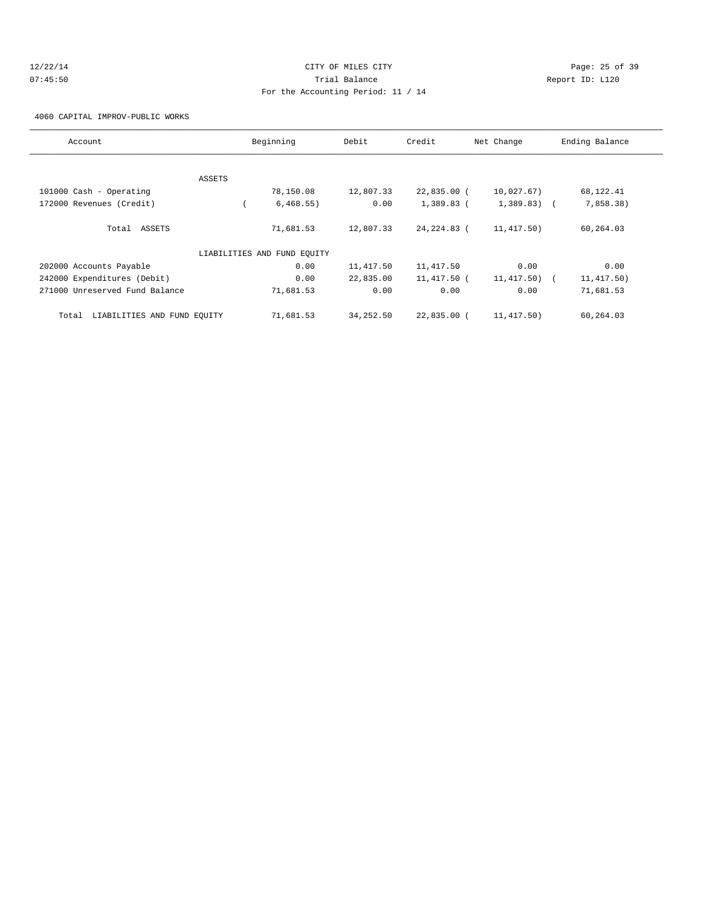CITY OF MILES CITY

Trial Balance

For the Accounting Period: 11 / 14

4060 CAPITAL IMPROV-PUBLIC WORKS

| Account | Beginning | Debit | Credit | Net Change | Ending Balance |
|---|---|---|---|---|---|
| ASSETS | | | | | |
| 101000 Cash - Operating | 78,150.08 | 12,807.33 | 22,835.00 | (10,027.67) | 68,122.41 |
| 172000 Revenues (Credit) | (6,468.55) | 0.00 | 1,389.83 | (1,389.83) | (7,858.38) |
| Total ASSETS | 71,681.53 | 12,807.33 | 24,224.83 | (11,417.50) | 60,264.03 |
| LIABILITIES AND FUND EQUITY | | | | | |
| 202000 Accounts Payable | 0.00 | 11,417.50 | 11,417.50 | 0.00 | 0.00 |
| 242000 Expenditures (Debit) | 0.00 | 22,835.00 | 11,417.50 | (11,417.50) | (11,417.50) |
| 271000 Unreserved Fund Balance | 71,681.53 | 0.00 | 0.00 | 0.00 | 71,681.53 |
| Total LIABILITIES AND FUND EQUITY | 71,681.53 | 34,252.50 | 22,835.00 | (11,417.50) | 60,264.03 |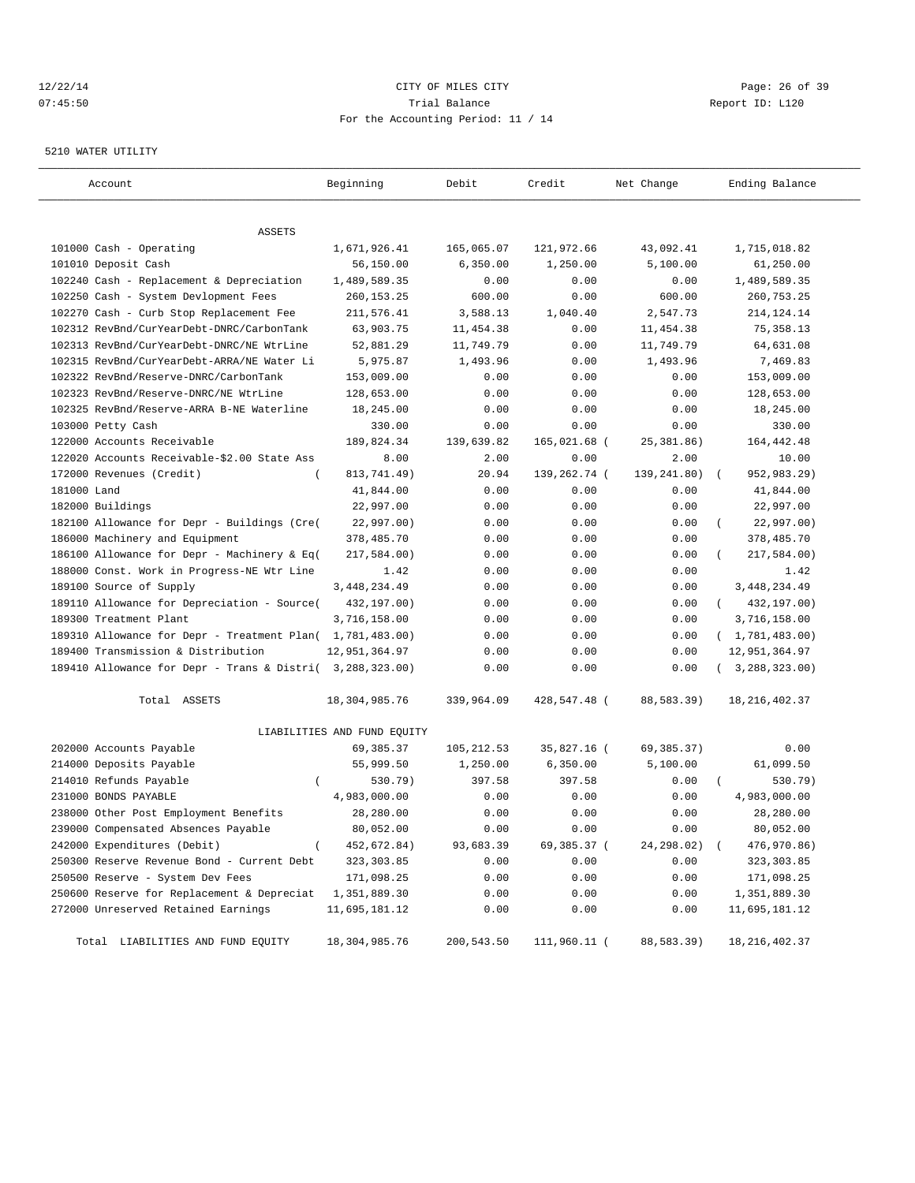CITY OF MILES CITY
Trial Balance
For the Accounting Period: 11 / 14

12/22/14
07:45:50

Report ID: L120

5210 WATER UTILITY

| Account | Beginning | Debit | Credit | Net Change | Ending Balance |
|---|---|---|---|---|---|
| **ASSETS** | | | | | |
| 101000 Cash - Operating | 1,671,926.41 | 165,065.07 | 121,972.66 | 43,092.41 | 1,715,018.82 |
| 101010 Deposit Cash | 56,150.00 | 6,350.00 | 1,250.00 | 5,100.00 | 61,250.00 |
| 102240 Cash - Replacement & Depreciation | 1,489,589.35 | 0.00 | 0.00 | 0.00 | 1,489,589.35 |
| 102250 Cash - System Devlopment Fees | 260,153.25 | 600.00 | 0.00 | 600.00 | 260,753.25 |
| 102270 Cash - Curb Stop Replacement Fee | 211,576.41 | 3,588.13 | 1,040.40 | 2,547.73 | 214,124.14 |
| 102312 RevBnd/CurYearDebt-DNRC/CarbonTank | 63,903.75 | 11,454.38 | 0.00 | 11,454.38 | 75,358.13 |
| 102313 RevBnd/CurYearDebt-DNRC/NE WtrLine | 52,881.29 | 11,749.79 | 0.00 | 11,749.79 | 64,631.08 |
| 102315 RevBnd/CurYearDebt-ARRA/NE Water Li | 5,975.87 | 1,493.96 | 0.00 | 1,493.96 | 7,469.83 |
| 102322 RevBnd/Reserve-DNRC/CarbonTank | 153,009.00 | 0.00 | 0.00 | 0.00 | 153,009.00 |
| 102323 RevBnd/Reserve-DNRC/NE WtrLine | 128,653.00 | 0.00 | 0.00 | 0.00 | 128,653.00 |
| 102325 RevBnd/Reserve-ARRA B-NE Waterline | 18,245.00 | 0.00 | 0.00 | 0.00 | 18,245.00 |
| 103000 Petty Cash | 330.00 | 0.00 | 0.00 | 0.00 | 330.00 |
| 122000 Accounts Receivable | 189,824.34 | 139,639.82 | 165,021.68 | ( 25,381.86) | 164,442.48 |
| 122020 Accounts Receivable-$2.00 State Ass | 8.00 | 2.00 | 0.00 | 2.00 | 10.00 |
| 172000 Revenues (Credit) | ( 813,741.49) | 20.94 | 139,262.74 | ( 139,241.80) | ( 952,983.29) |
| 181000 Land | 41,844.00 | 0.00 | 0.00 | 0.00 | 41,844.00 |
| 182000 Buildings | 22,997.00 | 0.00 | 0.00 | 0.00 | 22,997.00 |
| 182100 Allowance for Depr - Buildings (Cre( | 22,997.00) | 0.00 | 0.00 | 0.00 | ( 22,997.00) |
| 186000 Machinery and Equipment | 378,485.70 | 0.00 | 0.00 | 0.00 | 378,485.70 |
| 186100 Allowance for Depr - Machinery & Eq( | 217,584.00) | 0.00 | 0.00 | 0.00 | ( 217,584.00) |
| 188000 Const. Work in Progress-NE Wtr Line | 1.42 | 0.00 | 0.00 | 0.00 | 1.42 |
| 189100 Source of Supply | 3,448,234.49 | 0.00 | 0.00 | 0.00 | 3,448,234.49 |
| 189110 Allowance for Depreciation - Source( | 432,197.00) | 0.00 | 0.00 | 0.00 | ( 432,197.00) |
| 189300 Treatment Plant | 3,716,158.00 | 0.00 | 0.00 | 0.00 | 3,716,158.00 |
| 189310 Allowance for Depr - Treatment Plan( | 1,781,483.00) | 0.00 | 0.00 | 0.00 | ( 1,781,483.00) |
| 189400 Transmission & Distribution | 12,951,364.97 | 0.00 | 0.00 | 0.00 | 12,951,364.97 |
| 189410 Allowance for Depr - Trans & Distri( | 3,288,323.00) | 0.00 | 0.00 | 0.00 | ( 3,288,323.00) |
| Total ASSETS | 18,304,985.76 | 339,964.09 | 428,547.48 | ( 88,583.39) | 18,216,402.37 |
| **LIABILITIES AND FUND EQUITY** | | | | | |
| 202000 Accounts Payable | 69,385.37 | 105,212.53 | 35,827.16 | ( 69,385.37) | 0.00 |
| 214000 Deposits Payable | 55,999.50 | 1,250.00 | 6,350.00 | 5,100.00 | 61,099.50 |
| 214010 Refunds Payable | ( 530.79) | 397.58 | 397.58 | 0.00 | ( 530.79) |
| 231000 BONDS PAYABLE | 4,983,000.00 | 0.00 | 0.00 | 0.00 | 4,983,000.00 |
| 238000 Other Post Employment Benefits | 28,280.00 | 0.00 | 0.00 | 0.00 | 28,280.00 |
| 239000 Compensated Absences Payable | 80,052.00 | 0.00 | 0.00 | 0.00 | 80,052.00 |
| 242000 Expenditures (Debit) | ( 452,672.84) | 93,683.39 | 69,385.37 | ( 24,298.02) | ( 476,970.86) |
| 250300 Reserve Revenue Bond - Current Debt | 323,303.85 | 0.00 | 0.00 | 0.00 | 323,303.85 |
| 250500 Reserve - System Dev Fees | 171,098.25 | 0.00 | 0.00 | 0.00 | 171,098.25 |
| 250600 Reserve for Replacement & Depreciat | 1,351,889.30 | 0.00 | 0.00 | 0.00 | 1,351,889.30 |
| 272000 Unreserved Retained Earnings | 11,695,181.12 | 0.00 | 0.00 | 0.00 | 11,695,181.12 |
| Total LIABILITIES AND FUND EQUITY | 18,304,985.76 | 200,543.50 | 111,960.11 | ( 88,583.39) | 18,216,402.37 |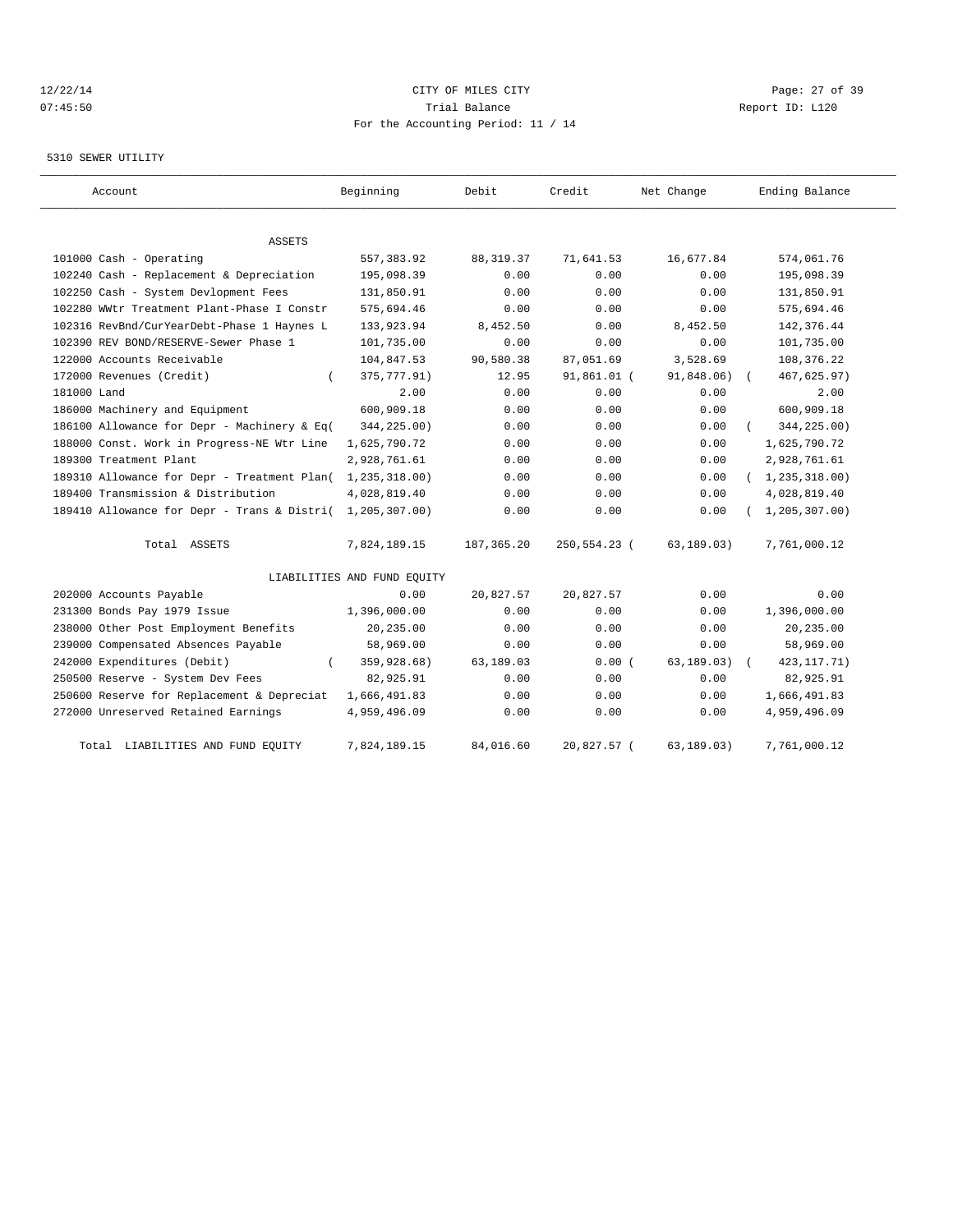CITY OF MILES CITY
Trial Balance
For the Accounting Period: 11 / 14

12/22/14
07:45:50

Report ID: L120

5310 SEWER UTILITY

| Account | Beginning | Debit | Credit | Net Change | Ending Balance |
|---|---|---|---|---|---|
| ASSETS | | | | | |
| 101000 Cash - Operating | 557,383.92 | 88,319.37 | 71,641.53 | 16,677.84 | 574,061.76 |
| 102240 Cash - Replacement & Depreciation | 195,098.39 | 0.00 | 0.00 | 0.00 | 195,098.39 |
| 102250 Cash - System Devlopment Fees | 131,850.91 | 0.00 | 0.00 | 0.00 | 131,850.91 |
| 102280 WWtr Treatment Plant-Phase I Constr | 575,694.46 | 0.00 | 0.00 | 0.00 | 575,694.46 |
| 102316 RevBnd/CurYearDebt-Phase 1 Haynes L | 133,923.94 | 8,452.50 | 0.00 | 8,452.50 | 142,376.44 |
| 102390 REV BOND/RESERVE-Sewer Phase 1 | 101,735.00 | 0.00 | 0.00 | 0.00 | 101,735.00 |
| 122000 Accounts Receivable | 104,847.53 | 90,580.38 | 87,051.69 | 3,528.69 | 108,376.22 |
| 172000 Revenues (Credit) | ( 375,777.91) | 12.95 | 91,861.01 | ( 91,848.06) | ( 467,625.97) |
| 181000 Land | 2.00 | 0.00 | 0.00 | 0.00 | 2.00 |
| 186000 Machinery and Equipment | 600,909.18 | 0.00 | 0.00 | 0.00 | 600,909.18 |
| 186100 Allowance for Depr - Machinery & Eq | ( 344,225.00) | 0.00 | 0.00 | 0.00 | ( 344,225.00) |
| 188000 Const. Work in Progress-NE Wtr Line | 1,625,790.72 | 0.00 | 0.00 | 0.00 | 1,625,790.72 |
| 189300 Treatment Plant | 2,928,761.61 | 0.00 | 0.00 | 0.00 | 2,928,761.61 |
| 189310 Allowance for Depr - Treatment Plan | ( 1,235,318.00) | 0.00 | 0.00 | 0.00 | ( 1,235,318.00) |
| 189400 Transmission & Distribution | 4,028,819.40 | 0.00 | 0.00 | 0.00 | 4,028,819.40 |
| 189410 Allowance for Depr - Trans & Distri | ( 1,205,307.00) | 0.00 | 0.00 | 0.00 | ( 1,205,307.00) |
| Total ASSETS | 7,824,189.15 | 187,365.20 | 250,554.23 | ( 63,189.03) | 7,761,000.12 |
| LIABILITIES AND FUND EQUITY | | | | | |
| 202000 Accounts Payable | 0.00 | 20,827.57 | 20,827.57 | 0.00 | 0.00 |
| 231300 Bonds Pay 1979 Issue | 1,396,000.00 | 0.00 | 0.00 | 0.00 | 1,396,000.00 |
| 238000 Other Post Employment Benefits | 20,235.00 | 0.00 | 0.00 | 0.00 | 20,235.00 |
| 239000 Compensated Absences Payable | 58,969.00 | 0.00 | 0.00 | 0.00 | 58,969.00 |
| 242000 Expenditures (Debit) | ( 359,928.68) | 63,189.03 | 0.00 | ( 63,189.03) | ( 423,117.71) |
| 250500 Reserve - System Dev Fees | 82,925.91 | 0.00 | 0.00 | 0.00 | 82,925.91 |
| 250600 Reserve for Replacement & Depreciat | 1,666,491.83 | 0.00 | 0.00 | 0.00 | 1,666,491.83 |
| 272000 Unreserved Retained Earnings | 4,959,496.09 | 0.00 | 0.00 | 0.00 | 4,959,496.09 |
| Total LIABILITIES AND FUND EQUITY | 7,824,189.15 | 84,016.60 | 20,827.57 | ( 63,189.03) | 7,761,000.12 |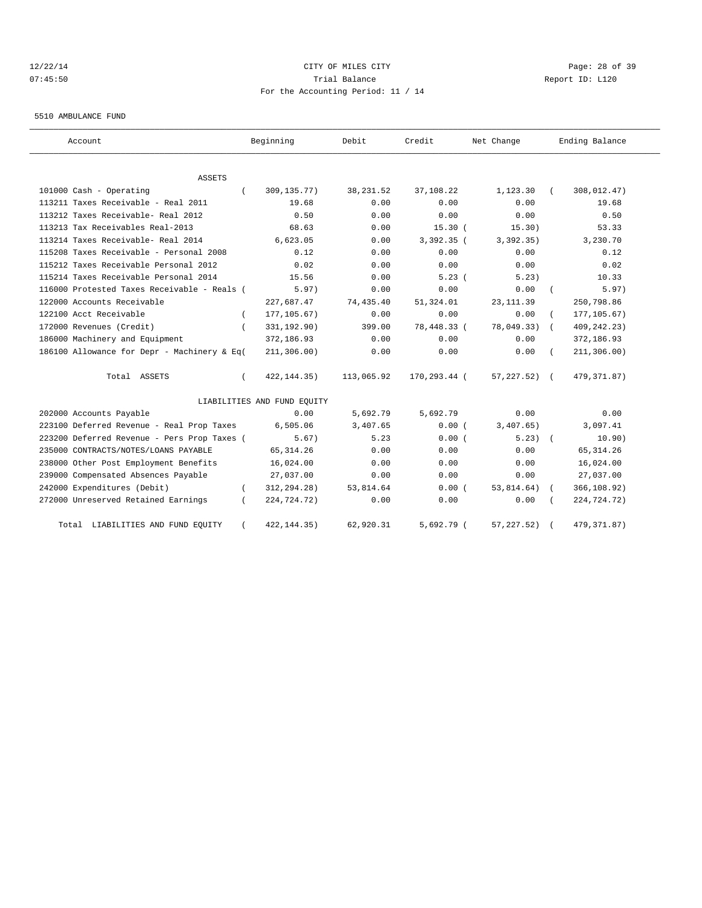CITY OF MILES CITY
Trial Balance
For the Accounting Period: 11 / 14

12/22/14
07:45:50

Report ID: L120

5510 AMBULANCE FUND

| Account | Beginning | Debit | Credit | Net Change | Ending Balance |
|---|---|---|---|---|---|
| ASSETS | | | | | |
| 101000 Cash - Operating | ( 309,135.77) | 38,231.52 | 37,108.22 | 1,123.30 | ( 308,012.47) |
| 113211 Taxes Receivable - Real 2011 | 19.68 | 0.00 | 0.00 | 0.00 | 19.68 |
| 113212 Taxes Receivable- Real 2012 | 0.50 | 0.00 | 0.00 | 0.00 | 0.50 |
| 113213 Tax Receivables Real-2013 | 68.63 | 0.00 | 15.30 | ( 15.30) | 53.33 |
| 113214 Taxes Receivable- Real 2014 | 6,623.05 | 0.00 | 3,392.35 | ( 3,392.35) | 3,230.70 |
| 115208 Taxes Receivable - Personal 2008 | 0.12 | 0.00 | 0.00 | 0.00 | 0.12 |
| 115212 Taxes Receivable Personal 2012 | 0.02 | 0.00 | 0.00 | 0.00 | 0.02 |
| 115214 Taxes Receivable Personal 2014 | 15.56 | 0.00 | 5.23 | ( 5.23) | 10.33 |
| 116000 Protested Taxes Receivable - Reals | ( 5.97) | 0.00 | 0.00 | 0.00 | ( 5.97) |
| 122000 Accounts Receivable | 227,687.47 | 74,435.40 | 51,324.01 | 23,111.39 | 250,798.86 |
| 122100 Acct Receivable | ( 177,105.67) | 0.00 | 0.00 | 0.00 | ( 177,105.67) |
| 172000 Revenues (Credit) | ( 331,192.90) | 399.00 | 78,448.33 | ( 78,049.33) | ( 409,242.23) |
| 186000 Machinery and Equipment | 372,186.93 | 0.00 | 0.00 | 0.00 | 372,186.93 |
| 186100 Allowance for Depr - Machinery & Eq | ( 211,306.00) | 0.00 | 0.00 | 0.00 | ( 211,306.00) |
| Total ASSETS | ( 422,144.35) | 113,065.92 | 170,293.44 | ( 57,227.52) | ( 479,371.87) |
| LIABILITIES AND FUND EQUITY | | | | | |
| 202000 Accounts Payable | 0.00 | 5,692.79 | 5,692.79 | 0.00 | 0.00 |
| 223100 Deferred Revenue - Real Prop Taxes | 6,505.06 | 3,407.65 | 0.00 | ( 3,407.65) | 3,097.41 |
| 223200 Deferred Revenue - Pers Prop Taxes | ( 5.67) | 5.23 | 0.00 | ( 5.23) | ( 10.90) |
| 235000 CONTRACTS/NOTES/LOANS PAYABLE | 65,314.26 | 0.00 | 0.00 | 0.00 | 65,314.26 |
| 238000 Other Post Employment Benefits | 16,024.00 | 0.00 | 0.00 | 0.00 | 16,024.00 |
| 239000 Compensated Absences Payable | 27,037.00 | 0.00 | 0.00 | 0.00 | 27,037.00 |
| 242000 Expenditures (Debit) | ( 312,294.28) | 53,814.64 | 0.00 | ( 53,814.64) | ( 366,108.92) |
| 272000 Unreserved Retained Earnings | ( 224,724.72) | 0.00 | 0.00 | 0.00 | ( 224,724.72) |
| Total LIABILITIES AND FUND EQUITY | ( 422,144.35) | 62,920.31 | 5,692.79 | ( 57,227.52) | ( 479,371.87) |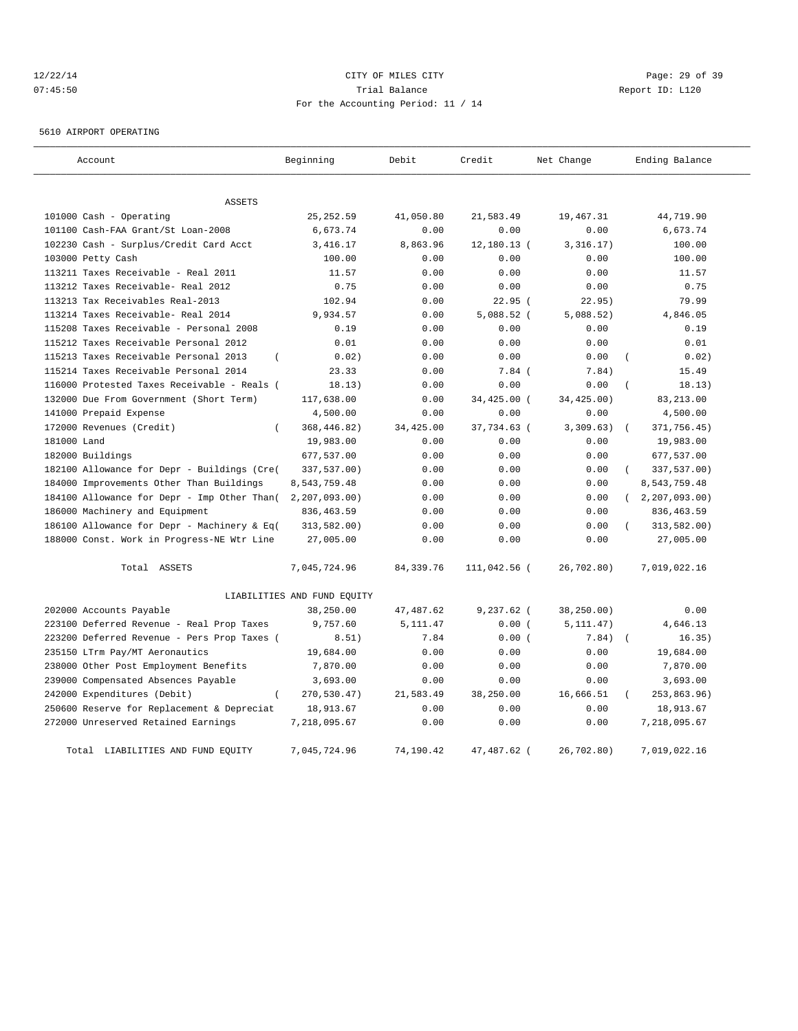CITY OF MILES CITY
Trial Balance
For the Accounting Period: 11 / 14

12/22/14
07:45:50

Report ID: L120

5610 AIRPORT OPERATING

| Account | Beginning | Debit | Credit | Net Change | Ending Balance |
|---|---|---|---|---|---|
| ASSETS | | | | | |
| 101000 Cash - Operating | 25,252.59 | 41,050.80 | 21,583.49 | 19,467.31 | 44,719.90 |
| 101100 Cash-FAA Grant/St Loan-2008 | 6,673.74 | 0.00 | 0.00 | 0.00 | 6,673.74 |
| 102230 Cash - Surplus/Credit Card Acct | 3,416.17 | 8,863.96 | 12,180.13 | ( 3,316.17) | 100.00 |
| 103000 Petty Cash | 100.00 | 0.00 | 0.00 | 0.00 | 100.00 |
| 113211 Taxes Receivable - Real 2011 | 11.57 | 0.00 | 0.00 | 0.00 | 11.57 |
| 113212 Taxes Receivable- Real 2012 | 0.75 | 0.00 | 0.00 | 0.00 | 0.75 |
| 113213 Tax Receivables Real-2013 | 102.94 | 0.00 | 22.95 | ( 22.95) | 79.99 |
| 113214 Taxes Receivable- Real 2014 | 9,934.57 | 0.00 | 5,088.52 | ( 5,088.52) | 4,846.05 |
| 115208 Taxes Receivable - Personal 2008 | 0.19 | 0.00 | 0.00 | 0.00 | 0.19 |
| 115212 Taxes Receivable Personal 2012 | 0.01 | 0.00 | 0.00 | 0.00 | 0.01 |
| 115213 Taxes Receivable Personal 2013 | ( 0.02) | 0.00 | 0.00 | 0.00 | ( 0.02) |
| 115214 Taxes Receivable Personal 2014 | 23.33 | 0.00 | 7.84 | ( 7.84) | 15.49 |
| 116000 Protested Taxes Receivable - Reals | ( 18.13) | 0.00 | 0.00 | 0.00 | ( 18.13) |
| 132000 Due From Government (Short Term) | 117,638.00 | 0.00 | 34,425.00 | ( 34,425.00) | 83,213.00 |
| 141000 Prepaid Expense | 4,500.00 | 0.00 | 0.00 | 0.00 | 4,500.00 |
| 172000 Revenues (Credit) | ( 368,446.82) | 34,425.00 | 37,734.63 | ( 3,309.63) | ( 371,756.45) |
| 181000 Land | 19,983.00 | 0.00 | 0.00 | 0.00 | 19,983.00 |
| 182000 Buildings | 677,537.00 | 0.00 | 0.00 | 0.00 | 677,537.00 |
| 182100 Allowance for Depr - Buildings (Cre | ( 337,537.00) | 0.00 | 0.00 | 0.00 | ( 337,537.00) |
| 184000 Improvements Other Than Buildings | 8,543,759.48 | 0.00 | 0.00 | 0.00 | 8,543,759.48 |
| 184100 Allowance for Depr - Imp Other Than | ( 2,207,093.00) | 0.00 | 0.00 | 0.00 | ( 2,207,093.00) |
| 186000 Machinery and Equipment | 836,463.59 | 0.00 | 0.00 | 0.00 | 836,463.59 |
| 186100 Allowance for Depr - Machinery & Eq | ( 313,582.00) | 0.00 | 0.00 | 0.00 | ( 313,582.00) |
| 188000 Const. Work in Progress-NE Wtr Line | 27,005.00 | 0.00 | 0.00 | 0.00 | 27,005.00 |
| Total ASSETS | 7,045,724.96 | 84,339.76 | 111,042.56 | ( 26,702.80) | 7,019,022.16 |
| LIABILITIES AND FUND EQUITY | | | | | |
| 202000 Accounts Payable | 38,250.00 | 47,487.62 | 9,237.62 | ( 38,250.00) | 0.00 |
| 223100 Deferred Revenue - Real Prop Taxes | 9,757.60 | 5,111.47 | 0.00 | ( 5,111.47) | 4,646.13 |
| 223200 Deferred Revenue - Pers Prop Taxes | ( 8.51) | 7.84 | 0.00 | ( 7.84) | ( 16.35) |
| 235150 LTrm Pay/MT Aeronautics | 19,684.00 | 0.00 | 0.00 | 0.00 | 19,684.00 |
| 238000 Other Post Employment Benefits | 7,870.00 | 0.00 | 0.00 | 0.00 | 7,870.00 |
| 239000 Compensated Absences Payable | 3,693.00 | 0.00 | 0.00 | 0.00 | 3,693.00 |
| 242000 Expenditures (Debit) | ( 270,530.47) | 21,583.49 | 38,250.00 | 16,666.51 | ( 253,863.96) |
| 250600 Reserve for Replacement & Depreciat | 18,913.67 | 0.00 | 0.00 | 0.00 | 18,913.67 |
| 272000 Unreserved Retained Earnings | 7,218,095.67 | 0.00 | 0.00 | 0.00 | 7,218,095.67 |
| Total LIABILITIES AND FUND EQUITY | 7,045,724.96 | 74,190.42 | 47,487.62 | ( 26,702.80) | 7,019,022.16 |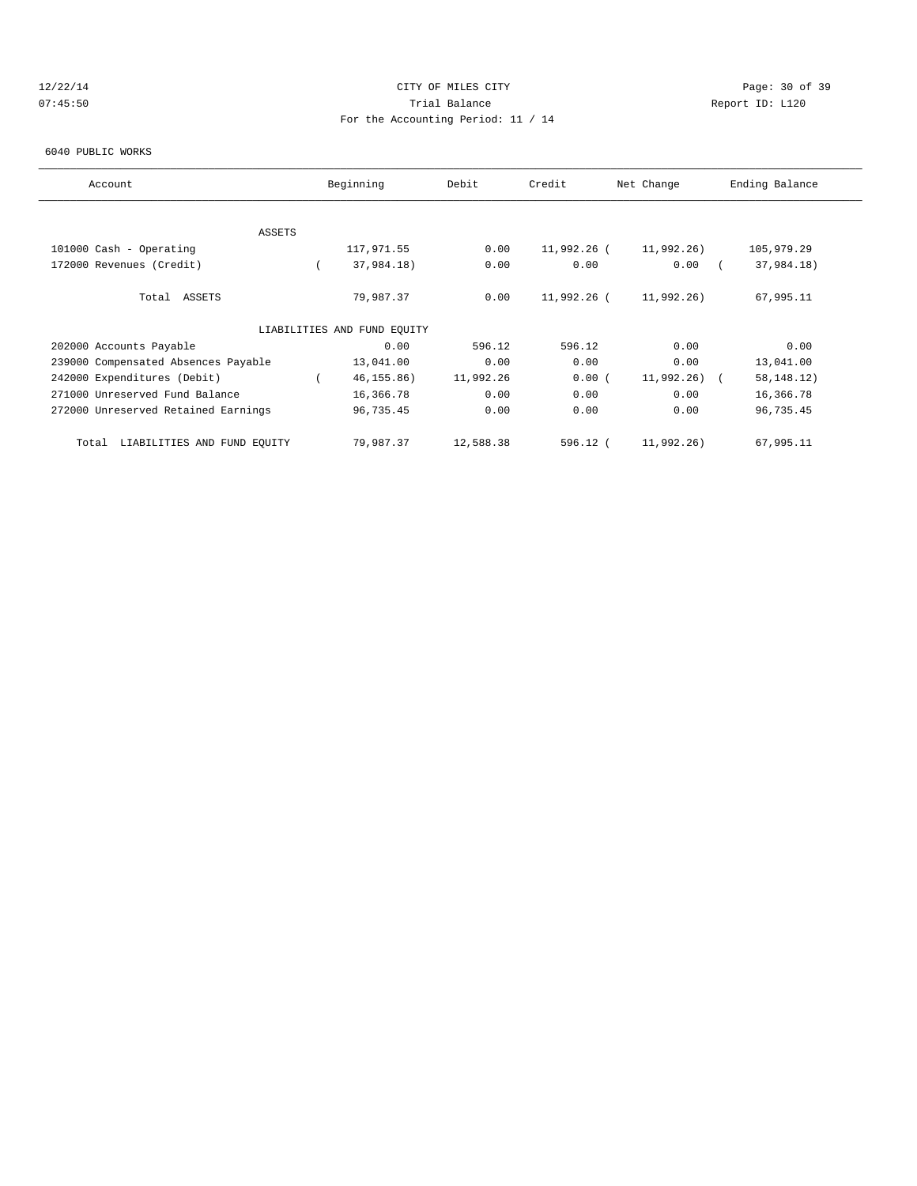CITY OF MILES CITY
Trial Balance
For the Accounting Period: 11 / 14

12/22/14
07:45:50

Report ID: L120

6040 PUBLIC WORKS

| Account | Beginning | Debit | Credit | Net Change | Ending Balance |
|---|---|---|---|---|---|
| ASSETS | | | | | |
| 101000 Cash - Operating | 117,971.55 | 0.00 | 11,992.26 | ( 11,992.26) | 105,979.29 |
| 172000 Revenues (Credit) | ( 37,984.18) | 0.00 | 0.00 | 0.00 | ( 37,984.18) |
| Total ASSETS | 79,987.37 | 0.00 | 11,992.26 | ( 11,992.26) | 67,995.11 |
| LIABILITIES AND FUND EQUITY | | | | | |
| 202000 Accounts Payable | 0.00 | 596.12 | 596.12 | 0.00 | 0.00 |
| 239000 Compensated Absences Payable | 13,041.00 | 0.00 | 0.00 | 0.00 | 13,041.00 |
| 242000 Expenditures (Debit) | ( 46,155.86) | 11,992.26 | 0.00 | ( 11,992.26) | ( 58,148.12) |
| 271000 Unreserved Fund Balance | 16,366.78 | 0.00 | 0.00 | 0.00 | 16,366.78 |
| 272000 Unreserved Retained Earnings | 96,735.45 | 0.00 | 0.00 | 0.00 | 96,735.45 |
| Total LIABILITIES AND FUND EQUITY | 79,987.37 | 12,588.38 | 596.12 | ( 11,992.26) | 67,995.11 |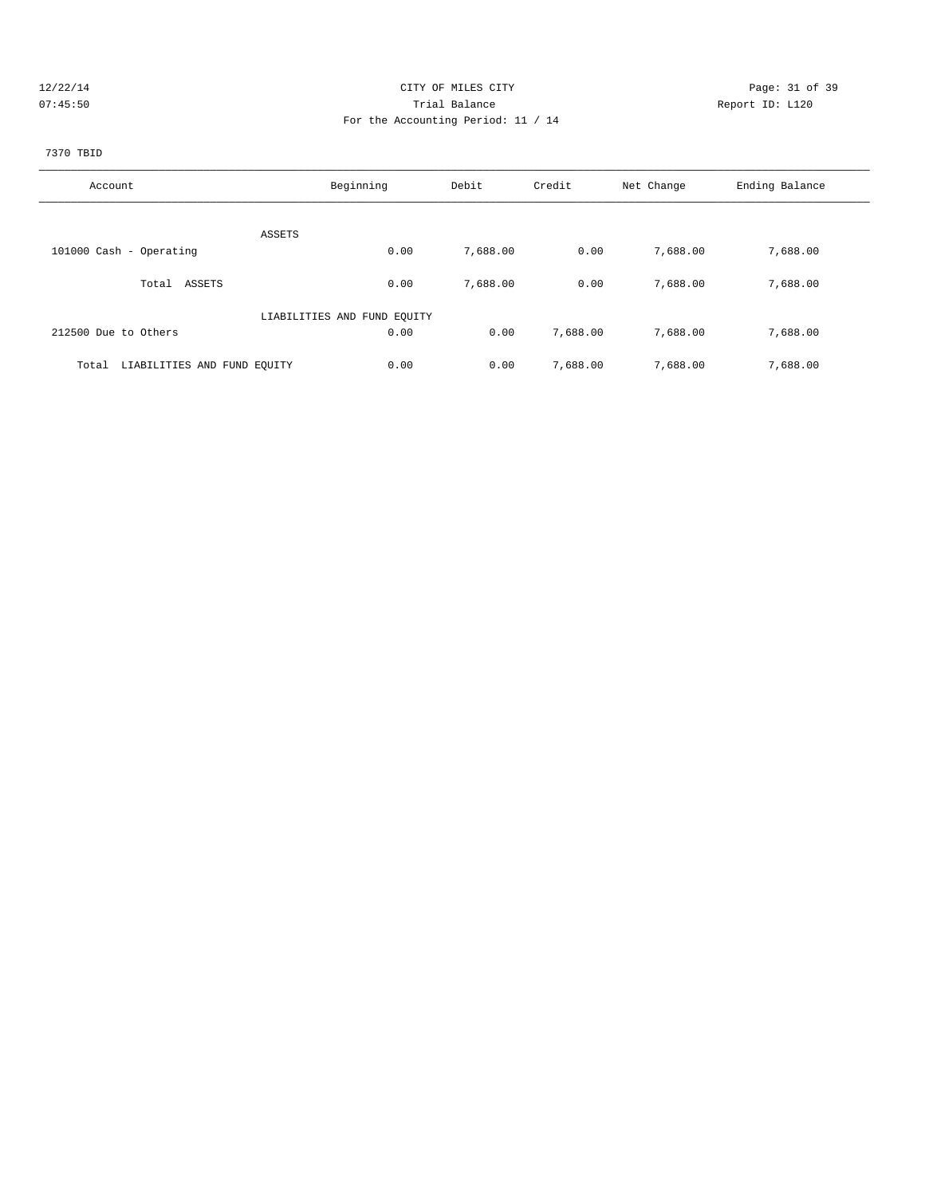12/22/14 CITY OF MILES CITY
07:45:50 Trial Balance Report ID: L120
For the Accounting Period: 11 / 14

7370 TBID

| Account | Beginning | Debit | Credit | Net Change | Ending Balance |
|---|---|---|---|---|---|
| ASSETS | | | | | |
| 101000 Cash - Operating | 0.00 | 7,688.00 | 0.00 | 7,688.00 | 7,688.00 |
| Total ASSETS | 0.00 | 7,688.00 | 0.00 | 7,688.00 | 7,688.00 |
| LIABILITIES AND FUND EQUITY | | | | | |
| 212500 Due to Others | 0.00 | 0.00 | 7,688.00 | 7,688.00 | 7,688.00 |
| Total LIABILITIES AND FUND EQUITY | 0.00 | 0.00 | 7,688.00 | 7,688.00 | 7,688.00 |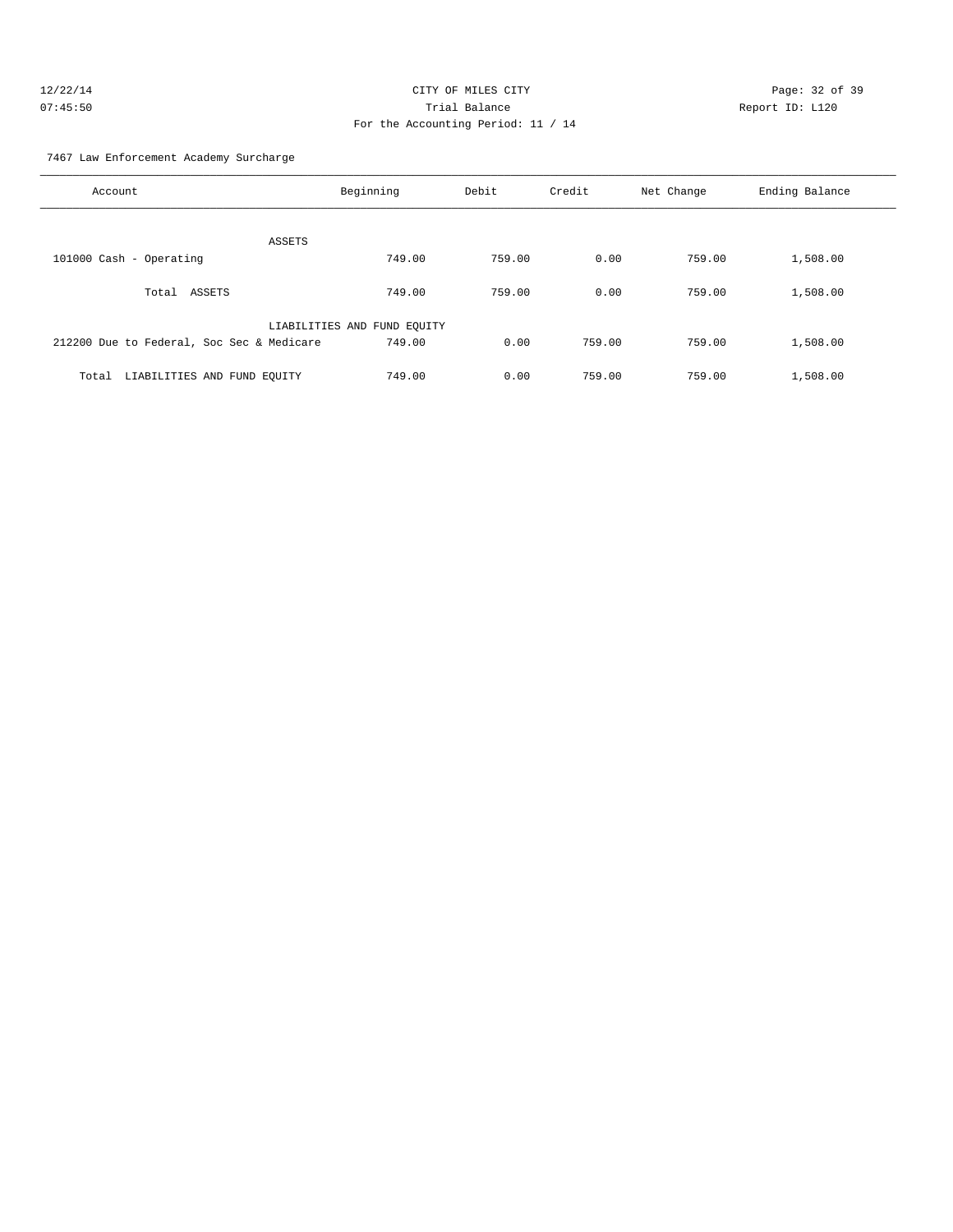CITY OF MILES CITY
Trial Balance
For the Accounting Period: 11 / 14

12/22/14
07:45:50

Report ID: L120

7467 Law Enforcement Academy Surcharge

| Account | Beginning | Debit | Credit | Net Change | Ending Balance |
|---|---|---|---|---|---|
| ASSETS | | | | | |
| 101000 Cash - Operating | 749.00 | 759.00 | 0.00 | 759.00 | 1,508.00 |
| Total ASSETS | 749.00 | 759.00 | 0.00 | 759.00 | 1,508.00 |
| LIABILITIES AND FUND EQUITY | | | | | |
| 212200 Due to Federal, Soc Sec & Medicare | 749.00 | 0.00 | 759.00 | 759.00 | 1,508.00 |
| Total LIABILITIES AND FUND EQUITY | 749.00 | 0.00 | 759.00 | 759.00 | 1,508.00 |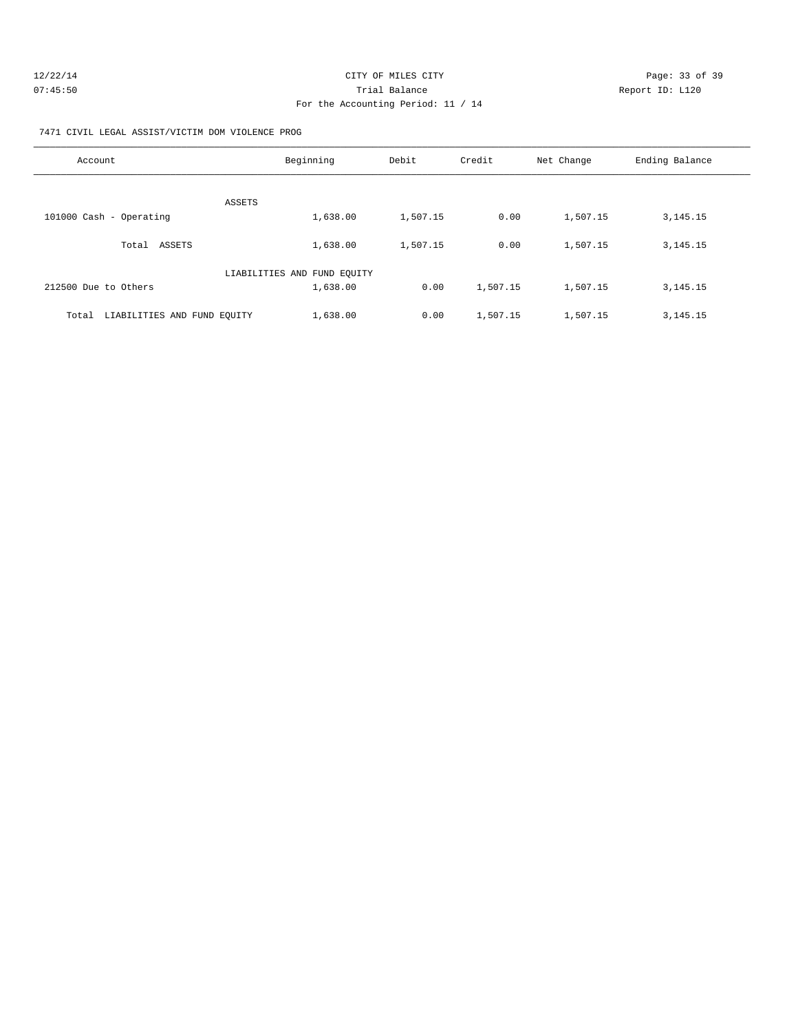CITY OF MILES CITY

Trial Balance

For the Accounting Period: 11 / 14

12/22/14 07:45:50 Report ID: L120

7471 CIVIL LEGAL ASSIST/VICTIM DOM VIOLENCE PROG

| Account | Beginning | Debit | Credit | Net Change | Ending Balance |
|---|---|---|---|---|---|
| ASSETS | | | | | |
| 101000 Cash - Operating | 1,638.00 | 1,507.15 | 0.00 | 1,507.15 | 3,145.15 |
| Total ASSETS | 1,638.00 | 1,507.15 | 0.00 | 1,507.15 | 3,145.15 |
| LIABILITIES AND FUND EQUITY | | | | | |
| 212500 Due to Others | 1,638.00 | 0.00 | 1,507.15 | 1,507.15 | 3,145.15 |
| Total LIABILITIES AND FUND EQUITY | 1,638.00 | 0.00 | 1,507.15 | 1,507.15 | 3,145.15 |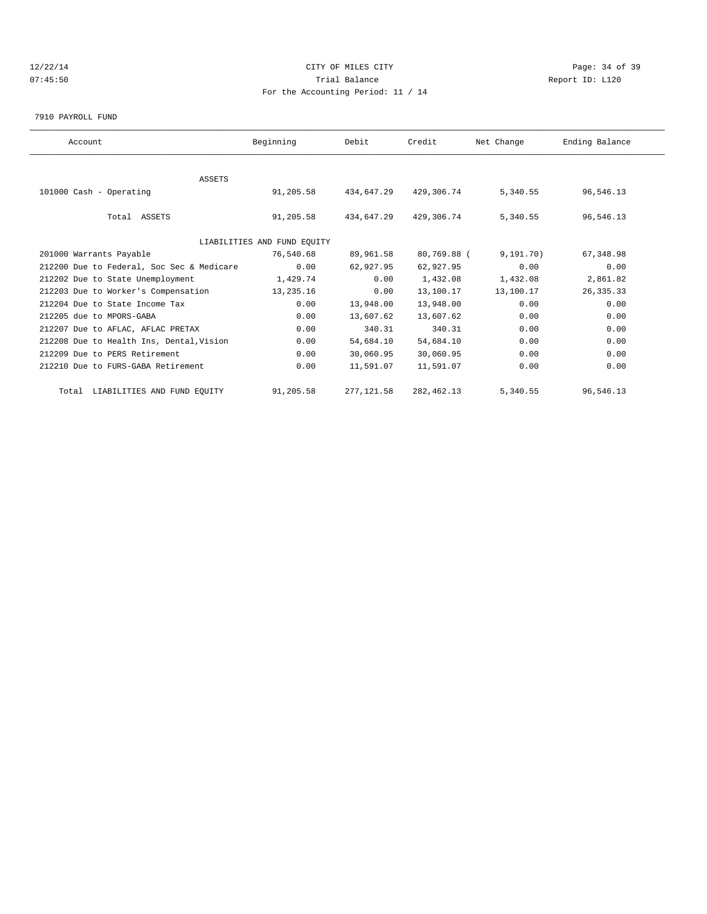# CITY OF MILES CITY

Trial Balance

For the Accounting Period: 11 / 14

12/22/14
07:45:50

Report ID: L120

7910 PAYROLL FUND

| Account | Beginning | Debit | Credit | Net Change | Ending Balance |
|---|---|---|---|---|---|
| ASSETS | | | | | |
| 101000 Cash - Operating | 91,205.58 | 434,647.29 | 429,306.74 | 5,340.55 | 96,546.13 |
| Total ASSETS | 91,205.58 | 434,647.29 | 429,306.74 | 5,340.55 | 96,546.13 |
| LIABILITIES AND FUND EQUITY | | | | | |
| 201000 Warrants Payable | 76,540.68 | 89,961.58 | 80,769.88 | (9,191.70) | 67,348.98 |
| 212200 Due to Federal, Soc Sec & Medicare | 0.00 | 62,927.95 | 62,927.95 | 0.00 | 0.00 |
| 212202 Due to State Unemployment | 1,429.74 | 0.00 | 1,432.08 | 1,432.08 | 2,861.82 |
| 212203 Due to Worker's Compensation | 13,235.16 | 0.00 | 13,100.17 | 13,100.17 | 26,335.33 |
| 212204 Due to State Income Tax | 0.00 | 13,948.00 | 13,948.00 | 0.00 | 0.00 |
| 212205 due to MPORS-GABA | 0.00 | 13,607.62 | 13,607.62 | 0.00 | 0.00 |
| 212207 Due to AFLAC, AFLAC PRETAX | 0.00 | 340.31 | 340.31 | 0.00 | 0.00 |
| 212208 Due to Health Ins, Dental,Vision | 0.00 | 54,684.10 | 54,684.10 | 0.00 | 0.00 |
| 212209 Due to PERS Retirement | 0.00 | 30,060.95 | 30,060.95 | 0.00 | 0.00 |
| 212210 Due to FURS-GABA Retirement | 0.00 | 11,591.07 | 11,591.07 | 0.00 | 0.00 |
| Total LIABILITIES AND FUND EQUITY | 91,205.58 | 277,121.58 | 282,462.13 | 5,340.55 | 96,546.13 |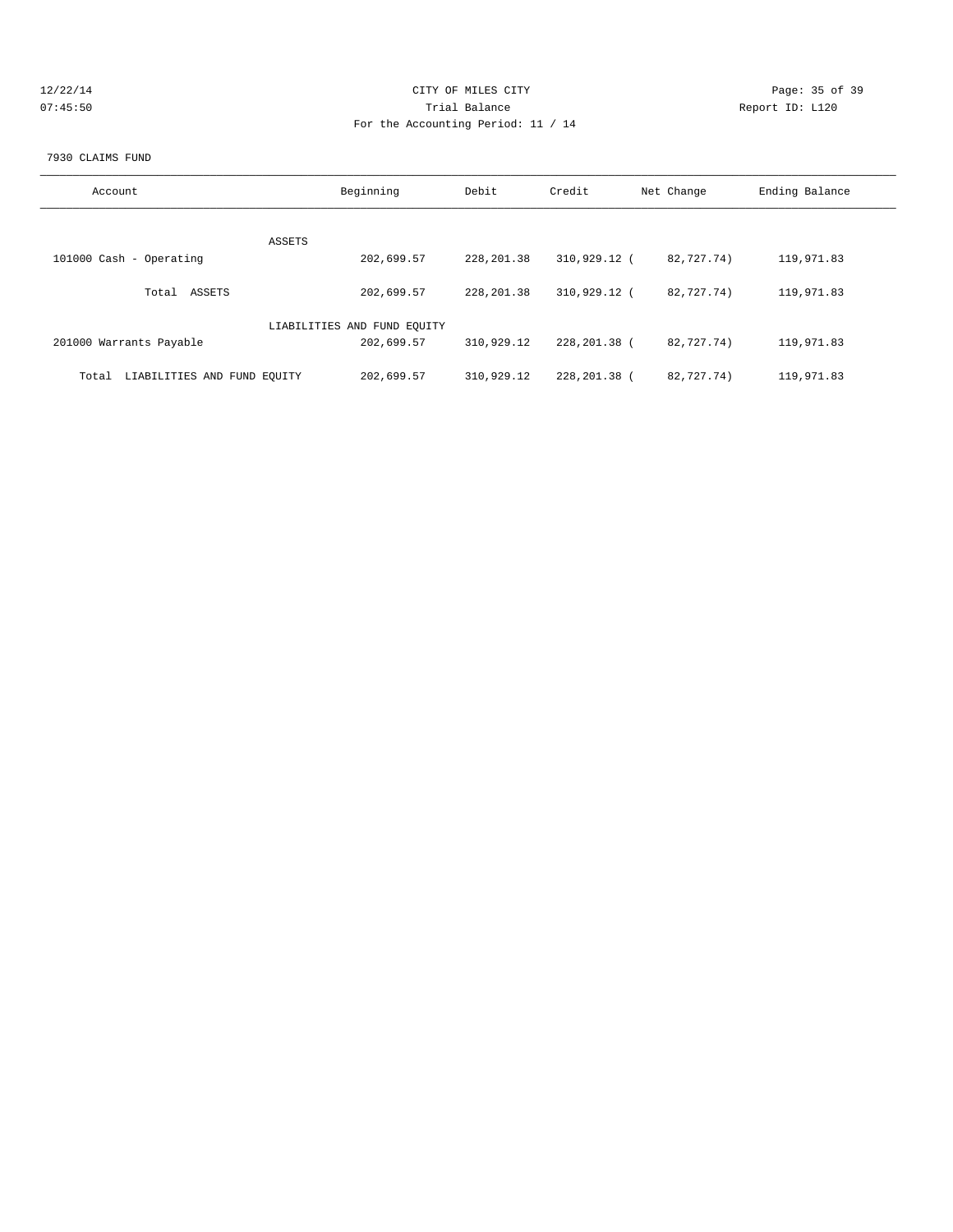CITY OF MILES CITY

Trial Balance

For the Accounting Period: 11 / 14

7930 CLAIMS FUND

| Account | Beginning | Debit | Credit | Net Change | Ending Balance |
|---|---|---|---|---|---|
| ASSETS | | | | | |
| 101000 Cash - Operating | 202,699.57 | 228,201.38 | 310,929.12 | ( 82,727.74) | 119,971.83 |
| Total ASSETS | 202,699.57 | 228,201.38 | 310,929.12 | ( 82,727.74) | 119,971.83 |
| LIABILITIES AND FUND EQUITY | | | | | |
| 201000 Warrants Payable | 202,699.57 | 310,929.12 | 228,201.38 | ( 82,727.74) | 119,971.83 |
| Total LIABILITIES AND FUND EQUITY | 202,699.57 | 310,929.12 | 228,201.38 | ( 82,727.74) | 119,971.83 |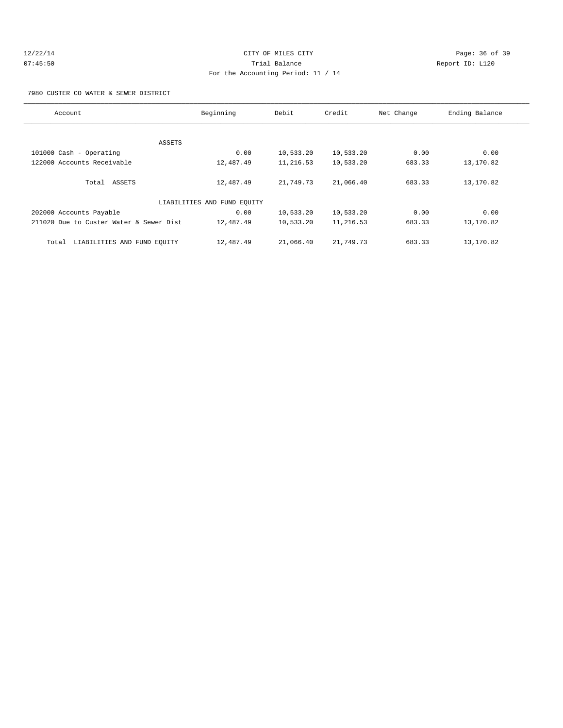CITY OF MILES CITY

Trial Balance

For the Accounting Period: 11 / 14

7980 CUSTER CO WATER & SEWER DISTRICT

| Account | Beginning | Debit | Credit | Net Change | Ending Balance |
|---|---|---|---|---|---|
| ASSETS | | | | | |
| 101000 Cash - Operating | 0.00 | 10,533.20 | 10,533.20 | 0.00 | 0.00 |
| 122000 Accounts Receivable | 12,487.49 | 11,216.53 | 10,533.20 | 683.33 | 13,170.82 |
| Total ASSETS | 12,487.49 | 21,749.73 | 21,066.40 | 683.33 | 13,170.82 |
| LIABILITIES AND FUND EQUITY | | | | | |
| 202000 Accounts Payable | 0.00 | 10,533.20 | 10,533.20 | 0.00 | 0.00 |
| 211020 Due to Custer Water & Sewer Dist | 12,487.49 | 10,533.20 | 11,216.53 | 683.33 | 13,170.82 |
| Total LIABILITIES AND FUND EQUITY | 12,487.49 | 21,066.40 | 21,749.73 | 683.33 | 13,170.82 |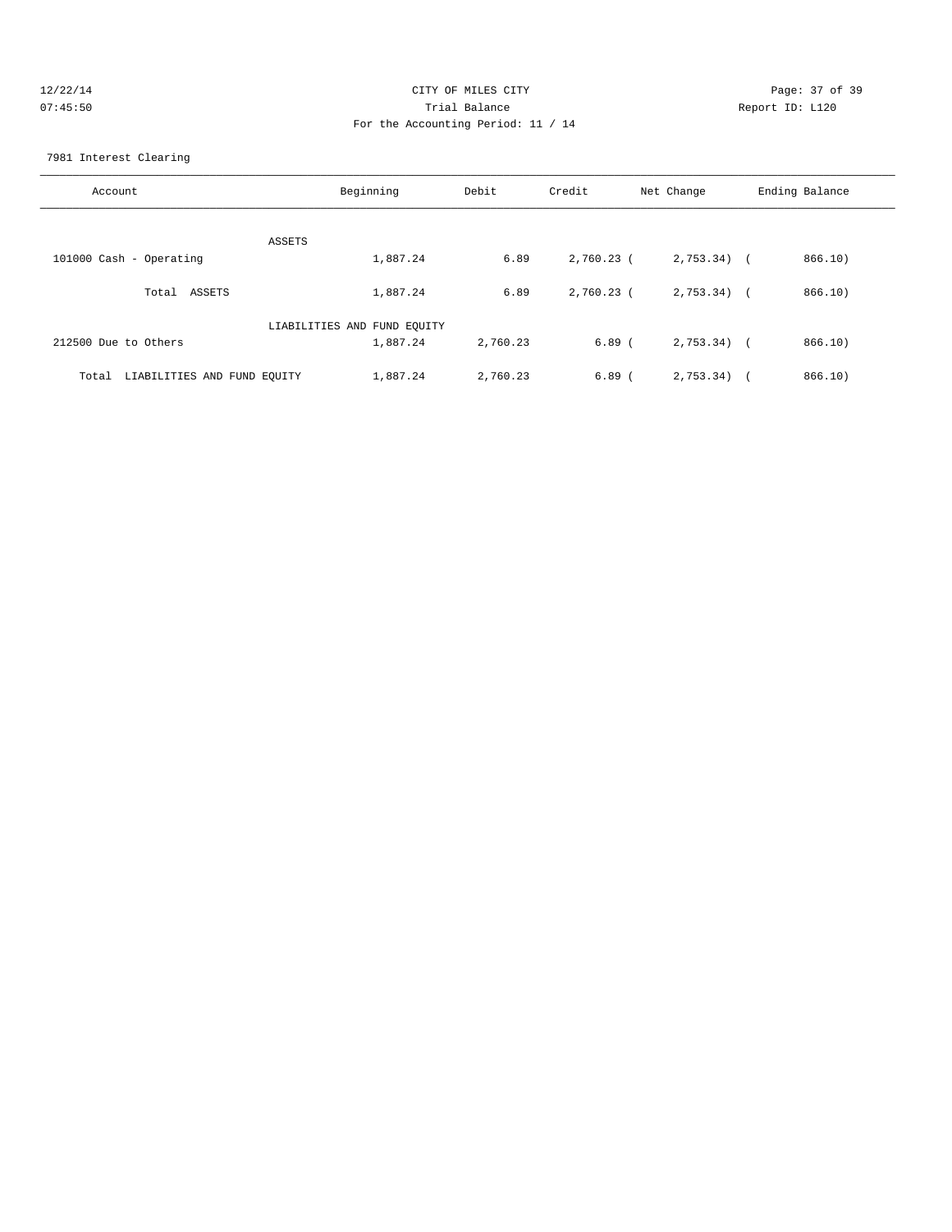CITY OF MILES CITY
Trial Balance
For the Accounting Period: 11 / 14

12/22/14
07:45:50

Report ID: L120

7981 Interest Clearing

| Account | Beginning | Debit | Credit | Net Change | Ending Balance |
|---|---|---|---|---|---|
| ASSETS | | | | | |
| 101000 Cash - Operating | 1,887.24 | 6.89 | 2,760.23 | ( 2,753.34) | ( 866.10) |
| Total ASSETS | 1,887.24 | 6.89 | 2,760.23 | ( 2,753.34) | ( 866.10) |
| LIABILITIES AND FUND EQUITY | | | | | |
| 212500 Due to Others | 1,887.24 | 2,760.23 | 6.89 | ( 2,753.34) | ( 866.10) |
| Total LIABILITIES AND FUND EQUITY | 1,887.24 | 2,760.23 | 6.89 | ( 2,753.34) | ( 866.10) |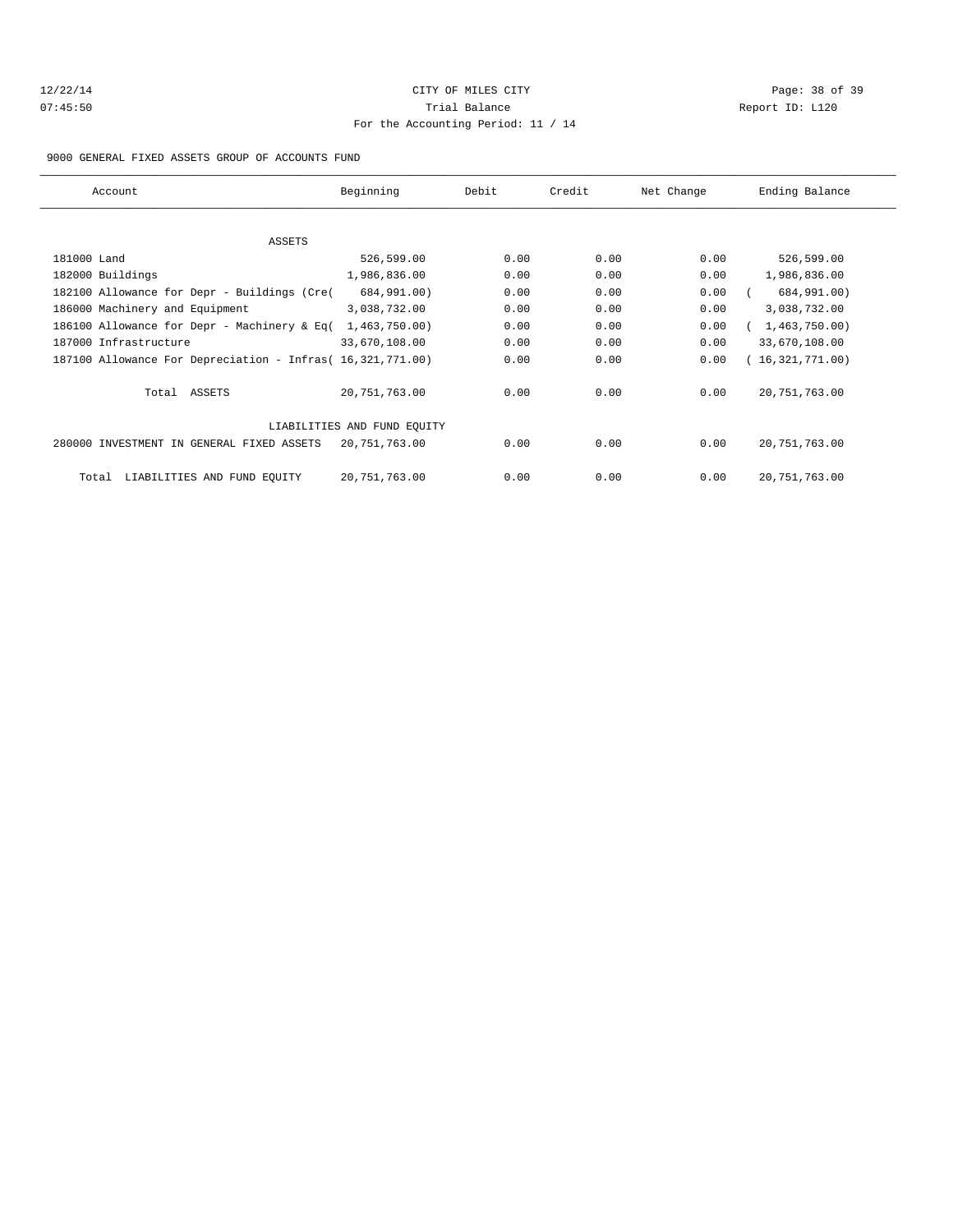12/22/14 CITY OF MILES CITY
07:45:50 Trial Balance Report ID: L120
For the Accounting Period: 11 / 14

9000 GENERAL FIXED ASSETS GROUP OF ACCOUNTS FUND

| Account | Beginning | Debit | Credit | Net Change | Ending Balance |
|---|---|---|---|---|---|
| ASSETS | | | | | |
| 181000 Land | 526,599.00 | 0.00 | 0.00 | 0.00 | 526,599.00 |
| 182000 Buildings | 1,986,836.00 | 0.00 | 0.00 | 0.00 | 1,986,836.00 |
| 182100 Allowance for Depr - Buildings (Cre( | 684,991.00) | 0.00 | 0.00 | 0.00 | ( 684,991.00) |
| 186000 Machinery and Equipment | 3,038,732.00 | 0.00 | 0.00 | 0.00 | 3,038,732.00 |
| 186100 Allowance for Depr - Machinery & Eq( | 1,463,750.00) | 0.00 | 0.00 | 0.00 | ( 1,463,750.00) |
| 187000 Infrastructure | 33,670,108.00 | 0.00 | 0.00 | 0.00 | 33,670,108.00 |
| 187100 Allowance For Depreciation - Infras( | 16,321,771.00) | 0.00 | 0.00 | 0.00 | ( 16,321,771.00) |
| Total ASSETS | 20,751,763.00 | 0.00 | 0.00 | 0.00 | 20,751,763.00 |
| LIABILITIES AND FUND EQUITY | | | | | |
| 280000 INVESTMENT IN GENERAL FIXED ASSETS | 20,751,763.00 | 0.00 | 0.00 | 0.00 | 20,751,763.00 |
| Total LIABILITIES AND FUND EQUITY | 20,751,763.00 | 0.00 | 0.00 | 0.00 | 20,751,763.00 |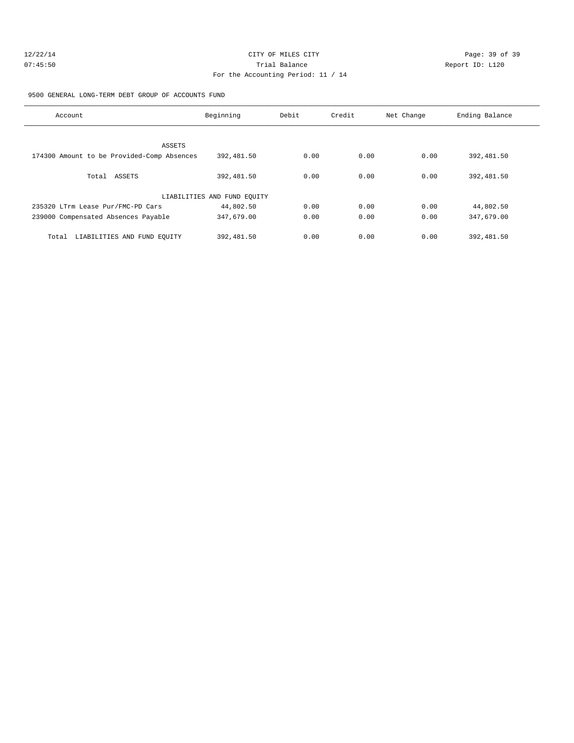12/22/14 CITY OF MILES CITY
07:45:50 Trial Balance Report ID: L120
For the Accounting Period: 11 / 14

9500 GENERAL LONG-TERM DEBT GROUP OF ACCOUNTS FUND

| Account | Beginning | Debit | Credit | Net Change | Ending Balance |
|---|---|---|---|---|---|
| ASSETS | | | | | |
| 174300 Amount to be Provided-Comp Absences | 392,481.50 | 0.00 | 0.00 | 0.00 | 392,481.50 |
| Total ASSETS | 392,481.50 | 0.00 | 0.00 | 0.00 | 392,481.50 |
| LIABILITIES AND FUND EQUITY | | | | | |
| 235320 LTrm Lease Pur/FMC-PD Cars | 44,802.50 | 0.00 | 0.00 | 0.00 | 44,802.50 |
| 239000 Compensated Absences Payable | 347,679.00 | 0.00 | 0.00 | 0.00 | 347,679.00 |
| Total LIABILITIES AND FUND EQUITY | 392,481.50 | 0.00 | 0.00 | 0.00 | 392,481.50 |